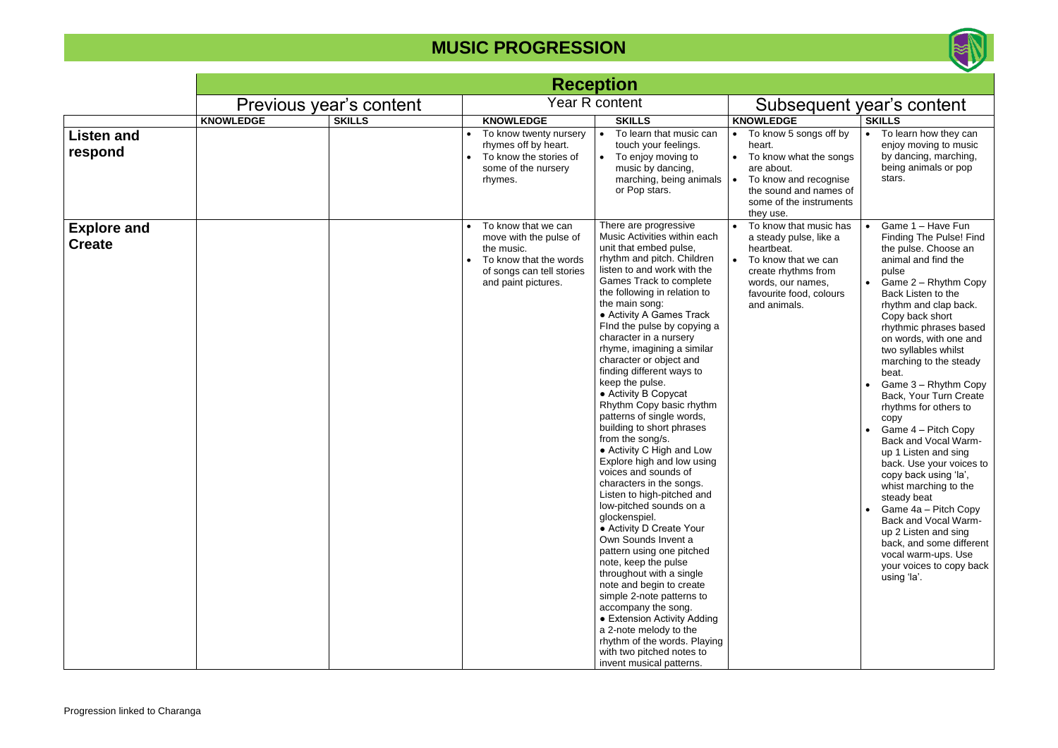# MUSIC PROGRESSION

| | Reception | | | | | |
|---|---|---|---|---|---|---|
| | Previous year's content | | Year R content | | Subsequent year's content | |
| | **KNOWLEDGE** | **SKILLS** | **KNOWLEDGE** | **SKILLS** | **KNOWLEDGE** | **SKILLS** |
| **Listen and respond** | | | • To know twenty nursery rhymes off by heart.<br>• To know the stories of some of the nursery rhymes. | • To learn that music can touch your feelings.<br>• To enjoy moving to music by dancing, marching, being animals or Pop stars. | • To know 5 songs off by heart.<br>• To know what the songs are about.<br>• To know and recognise the sound and names of some of the instruments they use. | • To learn how they can enjoy moving to music by dancing, marching, being animals or pop stars. |
| **Explore and Create** | | | • To know that we can move with the pulse of the music.<br>• To know that the words of songs can tell stories and paint pictures. | There are progressive Music Activities within each unit that embed pulse, rhythm and pitch. Children listen to and work with the Games Track to complete the following in relation to the main song:<br>• Activity A Games Track FInd the pulse by copying a character in a nursery rhyme, imagining a similar character or object and finding different ways to keep the pulse.<br>• Activity B Copycat Rhythm Copy basic rhythm patterns of single words, building to short phrases from the song/s.<br>• Activity C High and Low Explore high and low using voices and sounds of characters in the songs. Listen to high-pitched and low-pitched sounds on a glockenspiel.<br>• Activity D Create Your Own Sounds Invent a pattern using one pitched note, keep the pulse throughout with a single note and begin to create simple 2-note patterns to accompany the song.<br>• Extension Activity Adding a 2-note melody to the rhythm of the words. Playing with two pitched notes to invent musical patterns. | • To know that music has a steady pulse, like a heartbeat.<br>• To know that we can create rhythms from words, our names, favourite food, colours and animals. | • Game 1 – Have Fun Finding The Pulse! Find the pulse. Choose an animal and find the pulse<br>• Game 2 – Rhythm Copy Back Listen to the rhythm and clap back. Copy back short rhythmic phrases based on words, with one and two syllables whilst marching to the steady beat.<br>• Game 3 – Rhythm Copy Back, Your Turn Create rhythms for others to copy<br>• Game 4 – Pitch Copy Back and Vocal Warm-up 1 Listen and sing back. Use your voices to copy back using 'la', whist marching to the steady beat<br>• Game 4a – Pitch Copy Back and Vocal Warm-up 2 Listen and sing back, and some different vocal warm-ups. Use your voices to copy back using 'la'. |

Progression linked to Charanga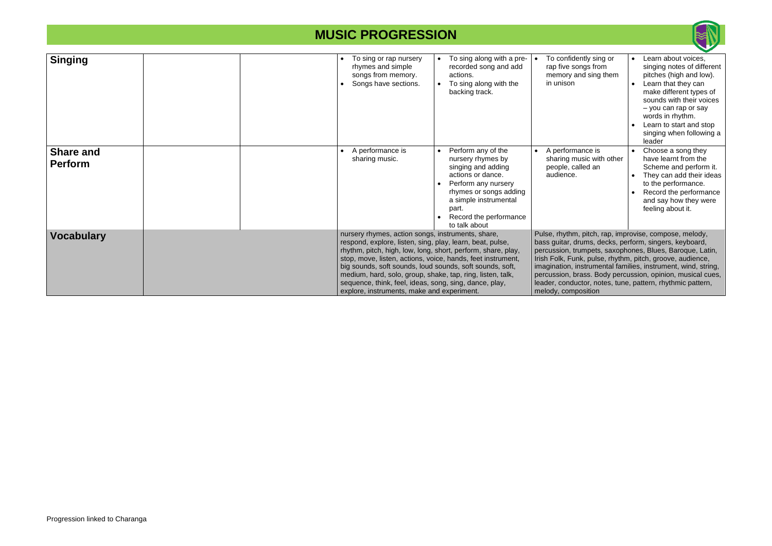# MUSIC PROGRESSION

| | | | | | | |
|---|---|---|---|---|---|---|
| **Singing** | | | • To sing or rap nursery rhymes and simple songs from memory.<br>• Songs have sections. | • To sing along with a pre-recorded song and add actions.<br>• To sing along with the backing track. | • To confidently sing or rap five songs from memory and sing them in unison | • Learn about voices, singing notes of different pitches (high and low).<br>• Learn that they can make different types of sounds with their voices – you can rap or say words in rhythm.<br>• Learn to start and stop singing when following a leader |
| **Share and Perform** | | | • A performance is sharing music. | • Perform any of the nursery rhymes by singing and adding actions or dance.<br>• Perform any nursery rhymes or songs adding a simple instrumental part.<br>• Record the performance to talk about | • A performance is sharing music with other people, called an audience. | • Choose a song they have learnt from the Scheme and perform it.<br>• They can add their ideas to the performance.<br>• Record the performance and say how they were feeling about it. |
| **Vocabulary** | | | nursery rhymes, action songs, instruments, share, respond, explore, listen, sing, play, learn, beat, pulse, rhythm, pitch, high, low, long, short, perform, share, play, stop, move, listen, actions, voice, hands, feet instrument, big sounds, soft sounds, loud sounds, soft sounds, soft, medium, hard, solo, group, shake, tap, ring, listen, talk, sequence, think, feel, ideas, song, sing, dance, play, explore, instruments, make and experiment. | | Pulse, rhythm, pitch, rap, improvise, compose, melody, bass guitar, drums, decks, perform, singers, keyboard, percussion, trumpets, saxophones, Blues, Baroque, Latin, Irish Folk, Funk, pulse, rhythm, pitch, groove, audience, imagination, instrumental families, instrument, wind, string, percussion, brass. Body percussion, opinion, musical cues, leader, conductor, notes, tune, pattern, rhythmic pattern, melody, composition | |

Progression linked to Charanga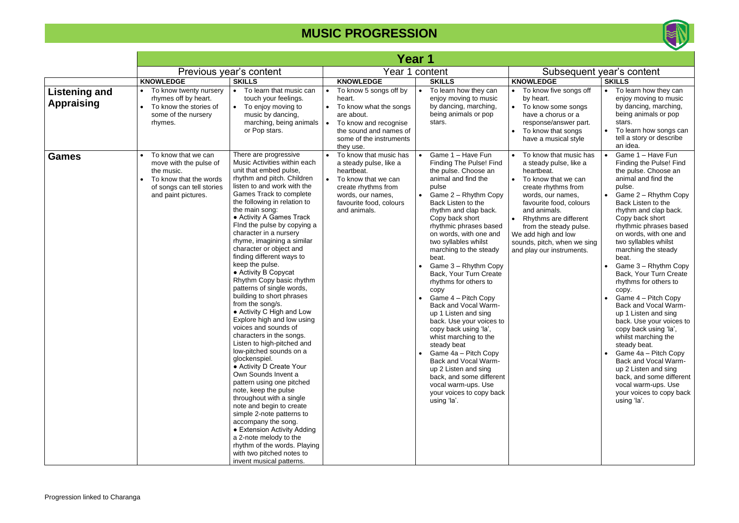# MUSIC PROGRESSION

| | **Year 1** | | | | | |
|---|---|---|---|---|---|---|
| | Previous year's content | | Year 1 content | | Subsequent year's content | |
| | **KNOWLEDGE** | **SKILLS** | **KNOWLEDGE** | **SKILLS** | **KNOWLEDGE** | **SKILLS** |
| **Listening and Appraising** | • To know twenty nursery rhymes off by heart.<br>• To know the stories of some of the nursery rhymes. | • To learn that music can touch your feelings.<br>• To enjoy moving to music by dancing, marching, being animals or Pop stars. | • To know 5 songs off by heart.<br>• To know what the songs are about.<br>• To know and recognise the sound and names of some of the instruments they use. | • To learn how they can enjoy moving to music by dancing, marching, being animals or pop stars. | • To know five songs off by heart.<br>• To know some songs have a chorus or a response/answer part.<br>• To know that songs have a musical style | • To learn how they can enjoy moving to music by dancing, marching, being animals or pop stars.<br>• To learn how songs can tell a story or describe an idea. |
| **Games** | • To know that we can move with the pulse of the music.<br>• To know that the words of songs can tell stories and paint pictures. | There are progressive Music Activities within each unit that embed pulse, rhythm and pitch. Children listen to and work with the Games Track to complete the following in relation to the main song:<br>• Activity A Games Track FInd the pulse by copying a character in a nursery rhyme, imagining a similar character or object and finding different ways to keep the pulse.<br>• Activity B Copycat Rhythm Copy basic rhythm patterns of single words, building to short phrases from the song/s.<br>• Activity C High and Low Explore high and low using voices and sounds of characters in the songs. Listen to high-pitched and low-pitched sounds on a glockenspiel.<br>• Activity D Create Your Own Sounds Invent a pattern using one pitched note, keep the pulse throughout with a single note and begin to create simple 2-note patterns to accompany the song.<br>• Extension Activity Adding a 2-note melody to the rhythm of the words. Playing with two pitched notes to invent musical patterns. | • To know that music has a steady pulse, like a heartbeat.<br>• To know that we can create rhythms from words, our names, favourite food, colours and animals. | • Game 1 – Have Fun Finding The Pulse! Find the pulse. Choose an animal and find the pulse<br>• Game 2 – Rhythm Copy Back Listen to the rhythm and clap back. Copy back short rhythmic phrases based on words, with one and two syllables whilst marching to the steady beat.<br>• Game 3 – Rhythm Copy Back, Your Turn Create rhythms for others to copy<br>• Game 4 – Pitch Copy Back and Vocal Warm-up 1 Listen and sing back. Use your voices to copy back using 'la', whist marching to the steady beat<br>• Game 4a – Pitch Copy Back and Vocal Warm-up 2 Listen and sing back, and some different vocal warm-ups. Use your voices to copy back using 'la'. | • To know that music has a steady pulse, like a heartbeat.<br>• To know that we can create rhythms from words, our names, favourite food, colours and animals.<br>• Rhythms are different from the steady pulse.<br>We add high and low sounds, pitch, when we sing and play our instruments. | • Game 1 – Have Fun Finding the Pulse! Find the pulse. Choose an animal and find the pulse.<br>• Game 2 – Rhythm Copy Back Listen to the rhythm and clap back. Copy back short rhythmic phrases based on words, with one and two syllables whilst marching the steady beat.<br>• Game 3 – Rhythm Copy Back, Your Turn Create rhythms for others to copy.<br>• Game 4 – Pitch Copy Back and Vocal Warm-up 1 Listen and sing back. Use your voices to copy back using 'la', whilst marching the steady beat.<br>• Game 4a – Pitch Copy Back and Vocal Warm-up 2 Listen and sing back, and some different vocal warm-ups. Use your voices to copy back using 'la'. |

Progression linked to Charanga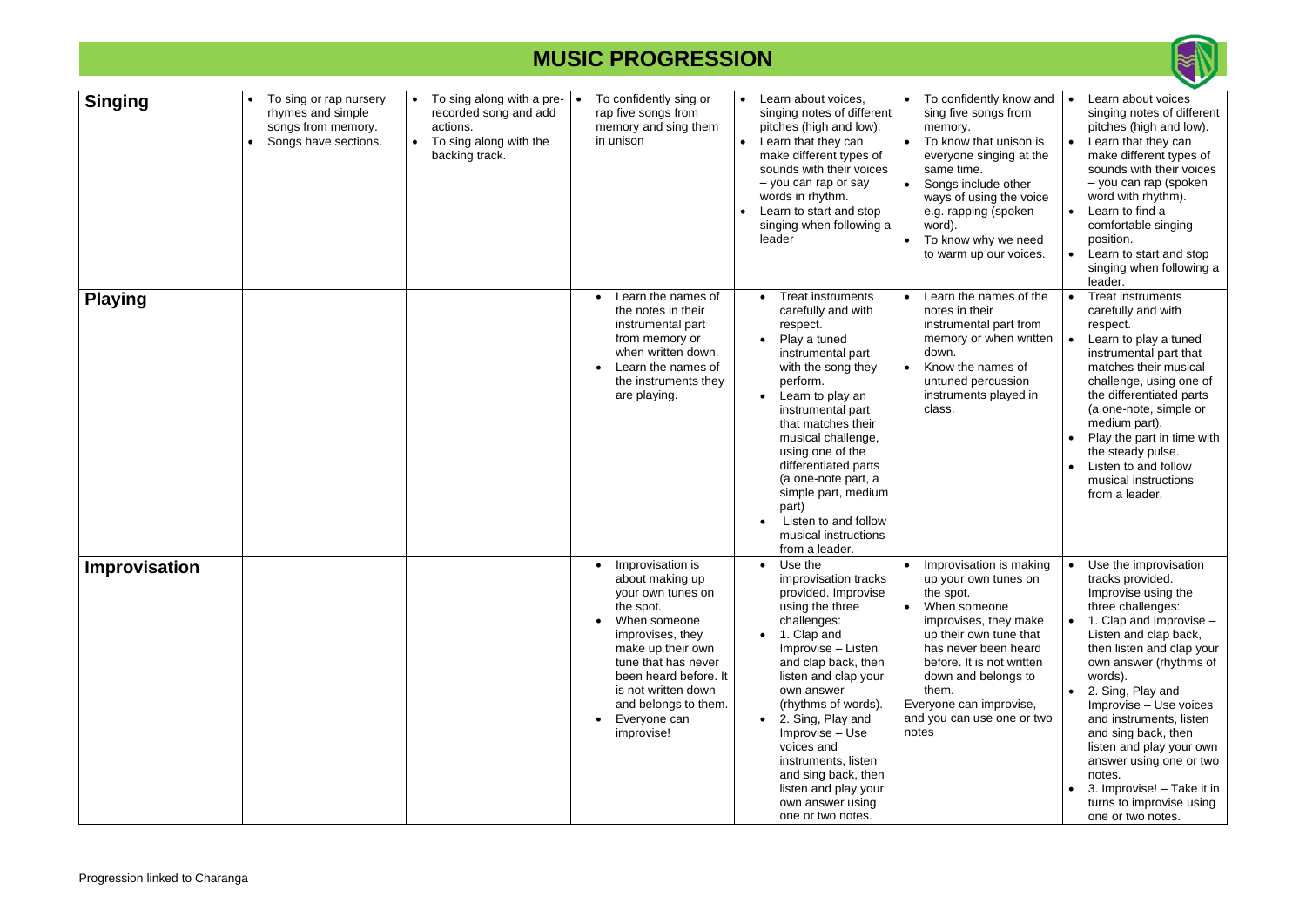# MUSIC PROGRESSION

| | | | | | | |
|---|---|---|---|---|---|---|
| **Singing** | • To sing or rap nursery rhymes and simple songs from memory.<br>• Songs have sections. | • To sing along with a pre-recorded song and add actions.<br>• To sing along with the backing track. | • To confidently sing or rap five songs from memory and sing them in unison | • Learn about voices, singing notes of different pitches (high and low).<br>• Learn that they can make different types of sounds with their voices – you can rap or say words in rhythm.<br>• Learn to start and stop singing when following a leader | • To confidently know and sing five songs from memory.<br>• To know that unison is everyone singing at the same time.<br>• Songs include other ways of using the voice e.g. rapping (spoken word).<br>• To know why we need to warm up our voices. | • Learn about voices singing notes of different pitches (high and low).<br>• Learn that they can make different types of sounds with their voices – you can rap (spoken word with rhythm).<br>• Learn to find a comfortable singing position.<br>• Learn to start and stop singing when following a leader. |
| **Playing** | | | • Learn the names of the notes in their instrumental part from memory or when written down.<br>• Learn the names of the instruments they are playing. | • Treat instruments carefully and with respect.<br>• Play a tuned instrumental part with the song they perform.<br>• Learn to play an instrumental part that matches their musical challenge, using one of the differentiated parts (a one-note part, a simple part, medium part)<br>• Listen to and follow musical instructions from a leader. | • Learn the names of the notes in their instrumental part from memory or when written down.<br>• Know the names of untuned percussion instruments played in class. | • Treat instruments carefully and with respect.<br>• Learn to play a tuned instrumental part that matches their musical challenge, using one of the differentiated parts (a one-note, simple or medium part).<br>• Play the part in time with the steady pulse.<br>• Listen to and follow musical instructions from a leader. |
| **Improvisation** | | | • Improvisation is about making up your own tunes on the spot.<br>• When someone improvises, they make up their own tune that has never been heard before. It is not written down and belongs to them.<br>• Everyone can improvise! | • Use the improvisation tracks provided. Improvise using the three challenges:<br>• 1. Clap and Improvise – Listen and clap back, then listen and clap your own answer (rhythms of words).<br>• 2. Sing, Play and Improvise – Use voices and instruments, listen and sing back, then listen and play your own answer using one or two notes. | • Improvisation is making up your own tunes on the spot.<br>• When someone improvises, they make up their own tune that has never been heard before. It is not written down and belongs to them.<br>Everyone can improvise, and you can use one or two notes | • Use the improvisation tracks provided. Improvise using the three challenges:<br>• 1. Clap and Improvise – Listen and clap back, then listen and clap your own answer (rhythms of words).<br>• 2. Sing, Play and Improvise – Use voices and instruments, listen and sing back, then listen and play your own answer using one or two notes.<br>• 3. Improvise! – Take it in turns to improvise using one or two notes. |

Progression linked to Charanga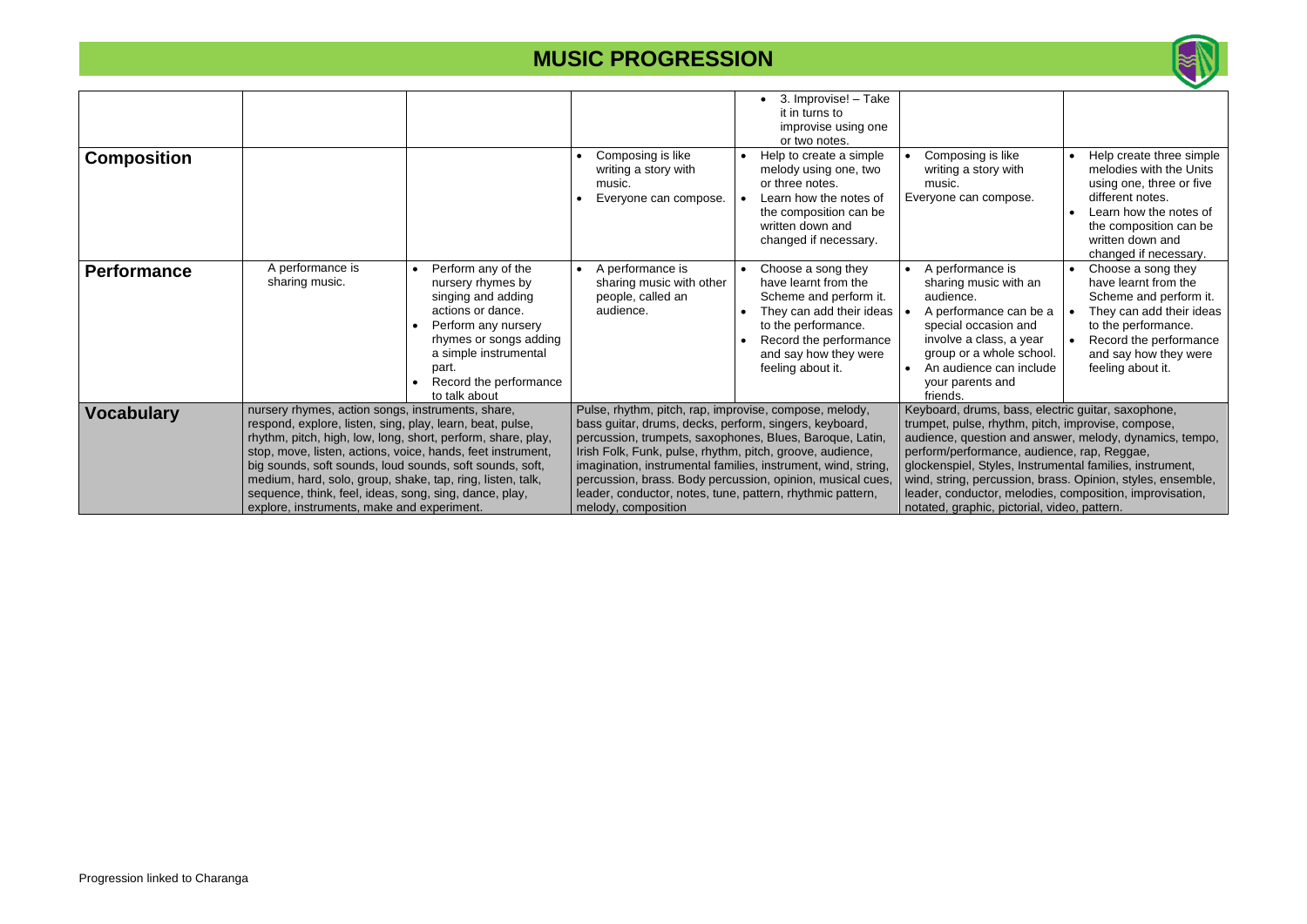# MUSIC PROGRESSION

| | | | | | | |
|---|---|---|---|---|---|---|
| | | | | • 3. Improvise! – Take it in turns to improvise using one or two notes. | | |
| **Composition** | | | • Composing is like writing a story with music.<br>• Everyone can compose. | • Help to create a simple melody using one, two or three notes.<br>• Learn how the notes of the composition can be written down and changed if necessary. | • Composing is like writing a story with music.<br>Everyone can compose. | • Help create three simple melodies with the Units using one, three or five different notes.<br>• Learn how the notes of the composition can be written down and changed if necessary. |
| **Performance** | A performance is sharing music. | • Perform any of the nursery rhymes by singing and adding actions or dance.<br>• Perform any nursery rhymes or songs adding a simple instrumental part.<br>• Record the performance to talk about | • A performance is sharing music with other people, called an audience. | • Choose a song they have learnt from the Scheme and perform it.<br>• They can add their ideas to the performance.<br>• Record the performance and say how they were feeling about it. | • A performance is sharing music with an audience.<br>• A performance can be a special occasion and involve a class, a year group or a whole school.<br>• An audience can include your parents and friends. | • Choose a song they have learnt from the Scheme and perform it.<br>• They can add their ideas to the performance.<br>• Record the performance and say how they were feeling about it. |
| **Vocabulary** | nursery rhymes, action songs, instruments, share, respond, explore, listen, sing, play, learn, beat, pulse, rhythm, pitch, high, low, long, short, perform, share, play, stop, move, listen, actions, voice, hands, feet instrument, big sounds, soft sounds, loud sounds, soft sounds, soft, medium, hard, solo, group, shake, tap, ring, listen, talk, sequence, think, feel, ideas, song, sing, dance, play, explore, instruments, make and experiment. | | Pulse, rhythm, pitch, rap, improvise, compose, melody, bass guitar, drums, decks, perform, singers, keyboard, percussion, trumpets, saxophones, Blues, Baroque, Latin, Irish Folk, Funk, pulse, rhythm, pitch, groove, audience, imagination, instrumental families, instrument, wind, string, percussion, brass. Body percussion, opinion, musical cues, leader, conductor, notes, tune, pattern, rhythmic pattern, melody, composition | | Keyboard, drums, bass, electric guitar, saxophone, trumpet, pulse, rhythm, pitch, improvise, compose, audience, question and answer, melody, dynamics, tempo, perform/performance, audience, rap, Reggae, glockenspiel, Styles, Instrumental families, instrument, wind, string, percussion, brass. Opinion, styles, ensemble, leader, conductor, melodies, composition, improvisation, notated, graphic, pictorial, video, pattern. | |

Progression linked to Charanga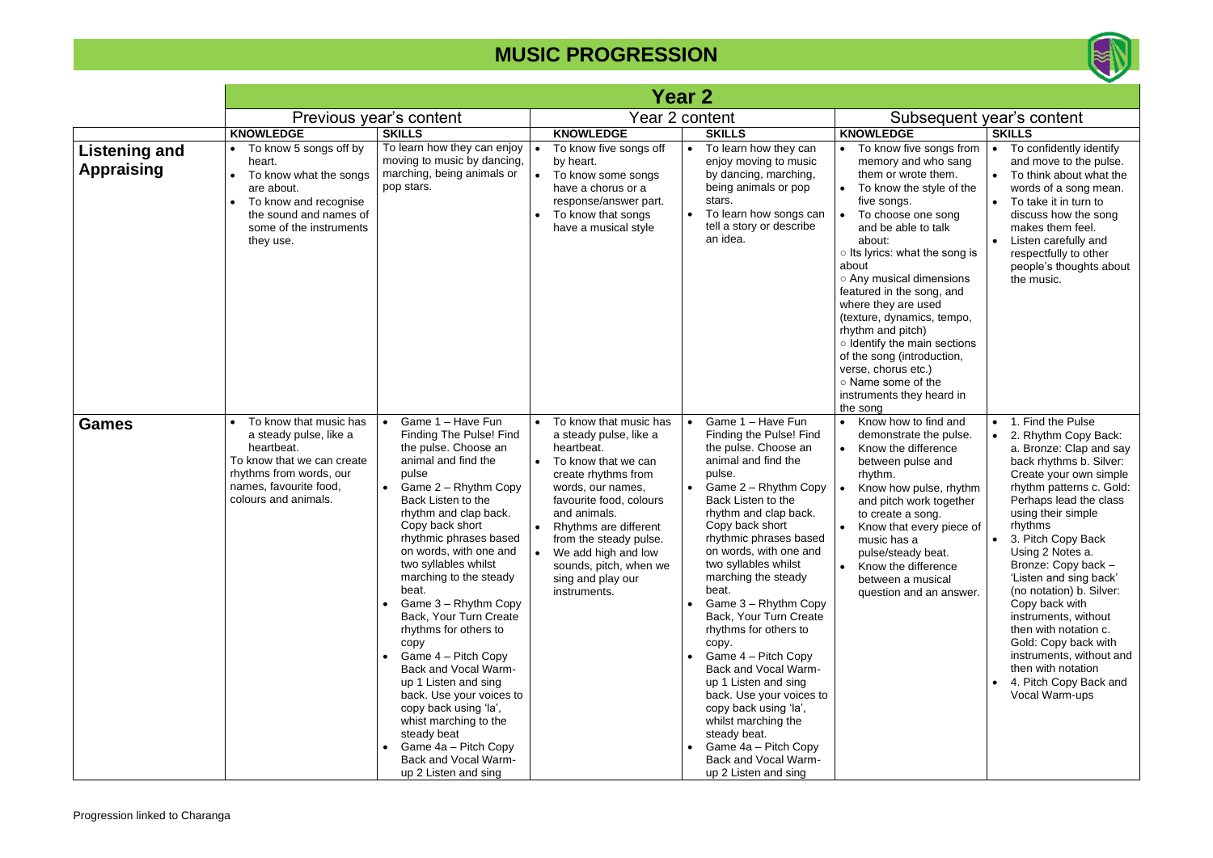# MUSIC PROGRESSION

| | Year 2 | | | | | |
|---|---|---|---|---|---|---|
| | Previous year's content | | Year 2 content | | Subsequent year's content | |
| | **KNOWLEDGE** | **SKILLS** | **KNOWLEDGE** | **SKILLS** | **KNOWLEDGE** | **SKILLS** |
| **Listening and Appraising** | • To know 5 songs off by heart.<br>• To know what the songs are about.<br>• To know and recognise the sound and names of some of the instruments they use. | To learn how they can enjoy moving to music by dancing, marching, being animals or pop stars. | • To know five songs off by heart.<br>• To know some songs have a chorus or a response/answer part.<br>• To know that songs have a musical style | • To learn how they can enjoy moving to music by dancing, marching, being animals or pop stars.<br>• To learn how songs can tell a story or describe an idea. | • To know five songs from memory and who sang them or wrote them.<br>• To know the style of the five songs.<br>• To choose one song and be able to talk about:<br>○ Its lyrics: what the song is about<br>○ Any musical dimensions featured in the song, and where they are used (texture, dynamics, tempo, rhythm and pitch)<br>○ Identify the main sections of the song (introduction, verse, chorus etc.)<br>○ Name some of the instruments they heard in the song | • To confidently identify and move to the pulse.<br>• To think about what the words of a song mean.<br>• To take it in turn to discuss how the song makes them feel.<br>• Listen carefully and respectfully to other people's thoughts about the music. |
| **Games** | • To know that music has a steady pulse, like a heartbeat.<br>To know that we can create rhythms from words, our names, favourite food, colours and animals. | • Game 1 – Have Fun Finding The Pulse! Find the pulse. Choose an animal and find the pulse<br>• Game 2 – Rhythm Copy Back Listen to the rhythm and clap back. Copy back short rhythmic phrases based on words, with one and two syllables whilst marching to the steady beat.<br>• Game 3 – Rhythm Copy Back, Your Turn Create rhythms for others to copy<br>• Game 4 – Pitch Copy Back and Vocal Warm-up 1 Listen and sing back. Use your voices to copy back using 'la', whist marching to the steady beat<br>• Game 4a – Pitch Copy Back and Vocal Warm-up 2 Listen and sing | • To know that music has a steady pulse, like a heartbeat.<br>• To know that we can create rhythms from words, our names, favourite food, colours and animals.<br>• Rhythms are different from the steady pulse.<br>• We add high and low sounds, pitch, when we sing and play our instruments. | • Game 1 – Have Fun Finding the Pulse! Find the pulse. Choose an animal and find the pulse.<br>• Game 2 – Rhythm Copy Back Listen to the rhythm and clap back. Copy back short rhythmic phrases based on words, with one and two syllables whilst marching the steady beat.<br>• Game 3 – Rhythm Copy Back, Your Turn Create rhythms for others to copy.<br>• Game 4 – Pitch Copy Back and Vocal Warm-up 1 Listen and sing back. Use your voices to copy back using 'la', whilst marching the steady beat.<br>• Game 4a – Pitch Copy Back and Vocal Warm-up 2 Listen and sing | • Know how to find and demonstrate the pulse.<br>• Know the difference between pulse and rhythm.<br>• Know how pulse, rhythm and pitch work together to create a song.<br>• Know that every piece of music has a pulse/steady beat.<br>• Know the difference between a musical question and an answer. | • 1. Find the Pulse<br>• 2. Rhythm Copy Back: a. Bronze: Clap and say back rhythms b. Silver: Create your own simple rhythm patterns c. Gold: Perhaps lead the class using their simple rhythms<br>• 3. Pitch Copy Back Using 2 Notes a. Bronze: Copy back – 'Listen and sing back' (no notation) b. Silver: Copy back with instruments, without then with notation c. Gold: Copy back with instruments, without and then with notation<br>• 4. Pitch Copy Back and Vocal Warm-ups |

Progression linked to Charanga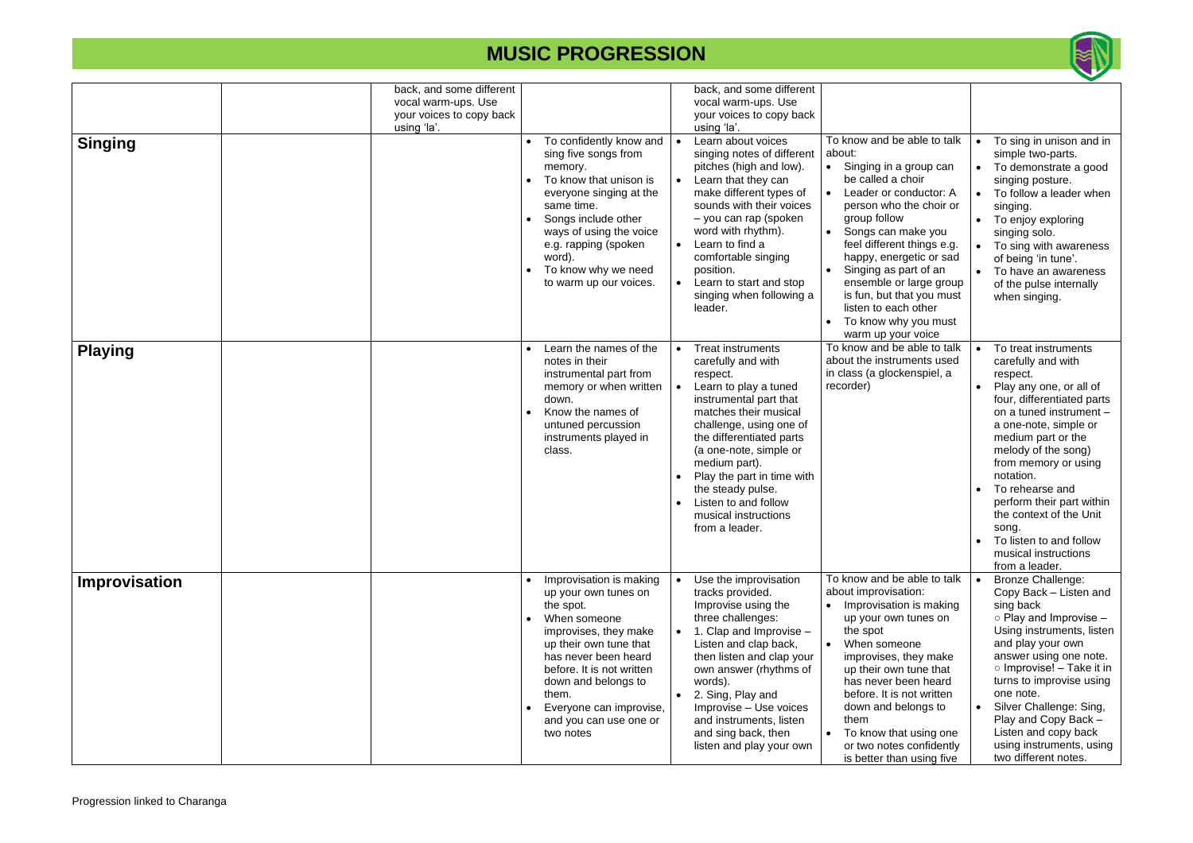# MUSIC PROGRESSION

| | | | | | | |
|---|---|---|---|---|---|---|
| | | back, and some different vocal warm-ups. Use your voices to copy back using 'la'. | | back, and some different vocal warm-ups. Use your voices to copy back using 'la'. | | |
| **Singing** | | | • To confidently know and sing five songs from memory.<br>• To know that unison is everyone singing at the same time.<br>• Songs include other ways of using the voice e.g. rapping (spoken word).<br>• To know why we need to warm up our voices. | • Learn about voices singing notes of different pitches (high and low).<br>• Learn that they can make different types of sounds with their voices – you can rap (spoken word with rhythm).<br>• Learn to find a comfortable singing position.<br>• Learn to start and stop singing when following a leader. | To know and be able to talk about:<br>• Singing in a group can be called a choir<br>• Leader or conductor: A person who the choir or group follow<br>• Songs can make you feel different things e.g. happy, energetic or sad<br>• Singing as part of an ensemble or large group is fun, but that you must listen to each other<br>• To know why you must warm up your voice | • To sing in unison and in simple two-parts.<br>• To demonstrate a good singing posture.<br>• To follow a leader when singing.<br>• To enjoy exploring singing solo.<br>• To sing with awareness of being 'in tune'.<br>• To have an awareness of the pulse internally when singing. |
| **Playing** | | | • Learn the names of the notes in their instrumental part from memory or when written down.<br>• Know the names of untuned percussion instruments played in class. | • Treat instruments carefully and with respect.<br>• Learn to play a tuned instrumental part that matches their musical challenge, using one of the differentiated parts (a one-note, simple or medium part).<br>• Play the part in time with the steady pulse.<br>• Listen to and follow musical instructions from a leader. | To know and be able to talk about the instruments used in class (a glockenspiel, a recorder) | • To treat instruments carefully and with respect.<br>• Play any one, or all of four, differentiated parts on a tuned instrument – a one-note, simple or medium part or the melody of the song) from memory or using notation.<br>• To rehearse and perform their part within the context of the Unit song.<br>• To listen to and follow musical instructions from a leader. |
| **Improvisation** | | | • Improvisation is making up your own tunes on the spot.<br>• When someone improvises, they make up their own tune that has never been heard before. It is not written down and belongs to them.<br>• Everyone can improvise, and you can use one or two notes | • Use the improvisation tracks provided. Improvise using the three challenges:<br>• 1. Clap and Improvise – Listen and clap back, then listen and clap your own answer (rhythms of words).<br>• 2. Sing, Play and Improvise – Use voices and instruments, listen and sing back, then listen and play your own | To know and be able to talk about improvisation:<br>• Improvisation is making up your own tunes on the spot<br>• When someone improvises, they make up their own tune that has never been heard before. It is not written down and belongs to them<br>• To know that using one or two notes confidently is better than using five | • Bronze Challenge: Copy Back – Listen and sing back<br>○ Play and Improvise – Using instruments, listen and play your own answer using one note.<br>○ Improvise! – Take it in turns to improvise using one note.<br>• Silver Challenge: Sing, Play and Copy Back – Listen and copy back using instruments, using two different notes. |

Progression linked to Charanga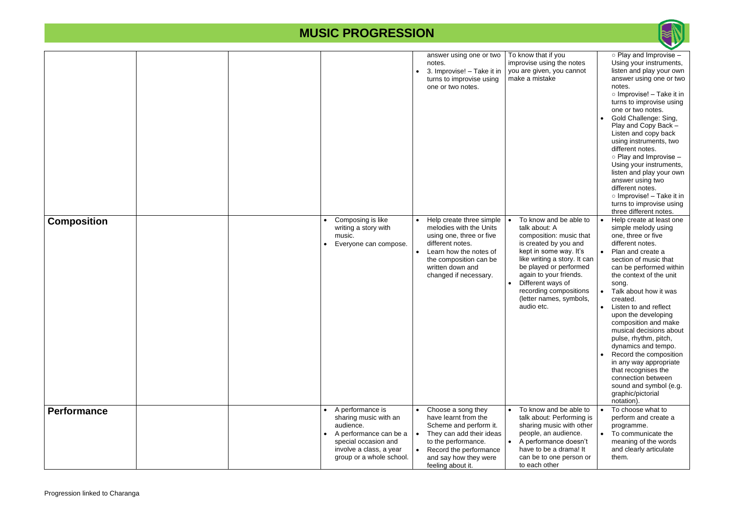# MUSIC PROGRESSION

| | | | | | | |
|---|---|---|---|---|---|---|
| | | | | answer using one or two notes. <br>• 3. Improvise! – Take it in turns to improvise using one or two notes. | To know that if you improvise using the notes you are given, you cannot make a mistake | ○ Play and Improvise – Using your instruments, listen and play your own answer using one or two notes. <br>○ Improvise! – Take it in turns to improvise using one or two notes. <br>• Gold Challenge: Sing, Play and Copy Back – Listen and copy back using instruments, two different notes. <br>○ Play and Improvise – Using your instruments, listen and play your own answer using two different notes. <br>○ Improvise! – Take it in turns to improvise using three different notes. |
| **Composition** | | | • Composing is like writing a story with music. <br>• Everyone can compose. | • Help create three simple melodies with the Units using one, three or five different notes. <br>• Learn how the notes of the composition can be written down and changed if necessary. | • To know and be able to talk about: A composition: music that is created by you and kept in some way. It's like writing a story. It can be played or performed again to your friends. <br>• Different ways of recording compositions (letter names, symbols, audio etc. | • Help create at least one simple melody using one, three or five different notes. <br>• Plan and create a section of music that can be performed within the context of the unit song. <br>• Talk about how it was created. <br>• Listen to and reflect upon the developing composition and make musical decisions about pulse, rhythm, pitch, dynamics and tempo. <br>• Record the composition in any way appropriate that recognises the connection between sound and symbol (e.g. graphic/pictorial notation). |
| **Performance** | | | • A performance is sharing music with an audience. <br>• A performance can be a special occasion and involve a class, a year group or a whole school. | • Choose a song they have learnt from the Scheme and perform it. <br>• They can add their ideas to the performance. <br>• Record the performance and say how they were feeling about it. | • To know and be able to talk about: Performing is sharing music with other people, an audience. <br>• A performance doesn't have to be a drama! It can be to one person or to each other | • To choose what to perform and create a programme. <br>• To communicate the meaning of the words and clearly articulate them. |

Progression linked to Charanga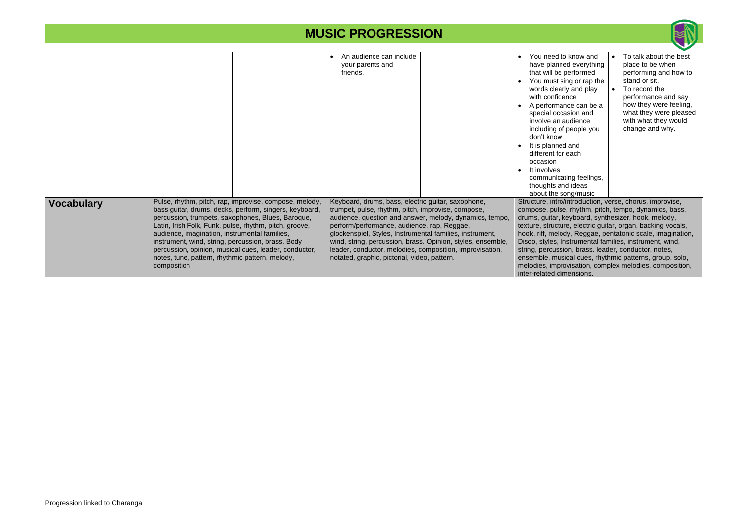| | | | | | | |
|---|---|---|---|---|---|---|
| | | | • An audience can include your parents and friends. | | • You need to know and have planned everything that will be performed<br>• You must sing or rap the words clearly and play with confidence<br>• A performance can be a special occasion and involve an audience including of people you don't know<br>• It is planned and different for each occasion<br>• It involves communicating feelings, thoughts and ideas about the song/music | • To talk about the best place to be when performing and how to stand or sit.<br>• To record the performance and say how they were feeling, what they were pleased with what they would change and why. |
| **Vocabulary** | Pulse, rhythm, pitch, rap, improvise, compose, melody, bass guitar, drums, decks, perform, singers, keyboard, percussion, trumpets, saxophones, Blues, Baroque, Latin, Irish Folk, Funk, pulse, rhythm, pitch, groove, audience, imagination, instrumental families, instrument, wind, string, percussion, brass. Body percussion, opinion, musical cues, leader, conductor, notes, tune, pattern, rhythmic pattern, melody, composition | | Keyboard, drums, bass, electric guitar, saxophone, trumpet, pulse, rhythm, pitch, improvise, compose, audience, question and answer, melody, dynamics, tempo, perform/performance, audience, rap, Reggae, glockenspiel, Styles, Instrumental families, instrument, wind, string, percussion, brass. Opinion, styles, ensemble, leader, conductor, melodies, composition, improvisation, notated, graphic, pictorial, video, pattern. | | Structure, intro/introduction, verse, chorus, improvise, compose, pulse, rhythm, pitch, tempo, dynamics, bass, drums, guitar, keyboard, synthesizer, hook, melody, texture, structure, electric guitar, organ, backing vocals, hook, riff, melody, Reggae, pentatonic scale, imagination, Disco, styles, Instrumental families, instrument, wind, string, percussion, brass. leader, conductor, notes, ensemble, musical cues, rhythmic patterns, group, solo, melodies, improvisation, complex melodies, composition, inter-related dimensions. | |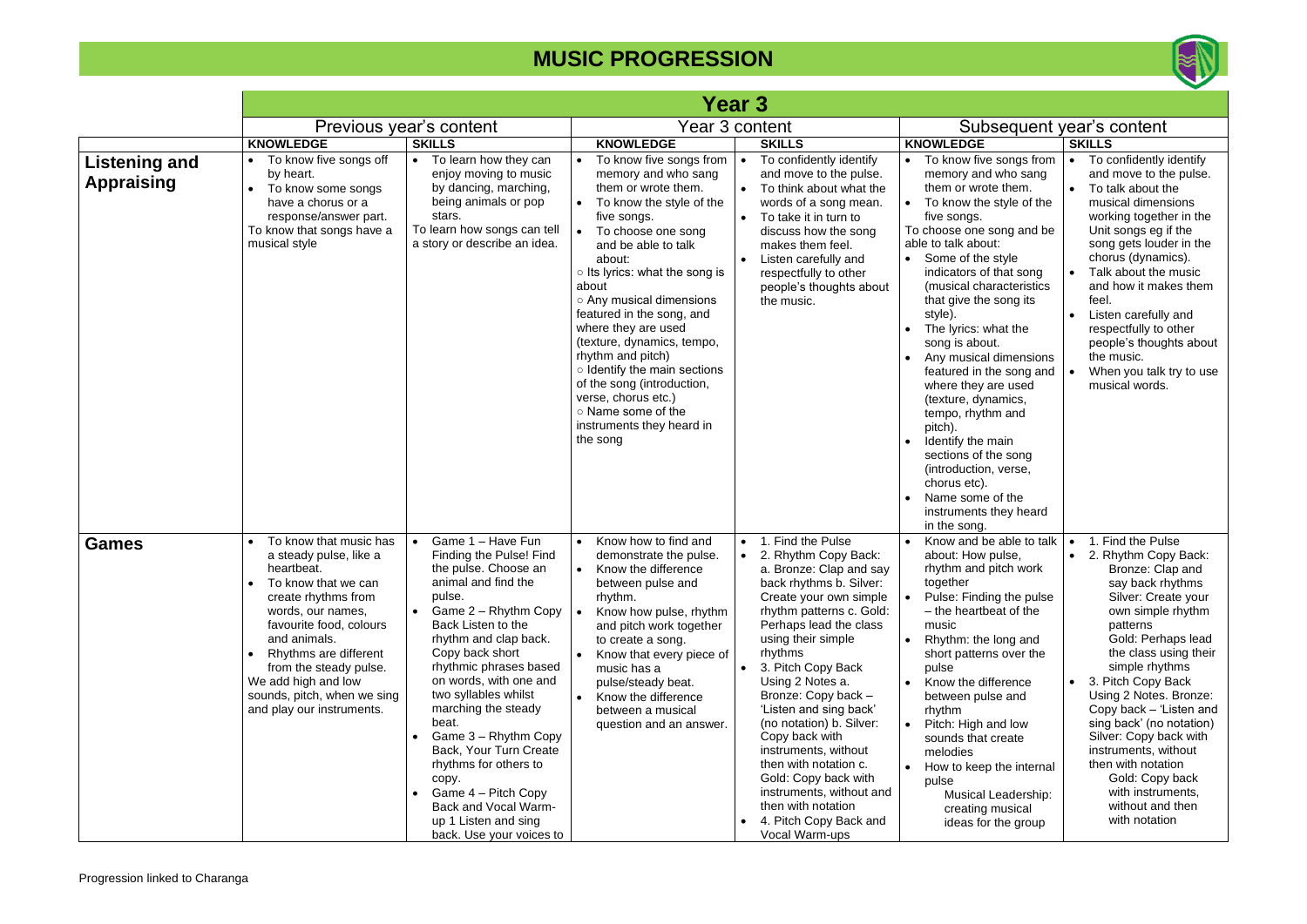# MUSIC PROGRESSION

| | Year 3 | | | | | |
|---|---|---|---|---|---|---|
| | Previous year's content | | Year 3 content | | Subsequent year's content | |
| | **KNOWLEDGE** | **SKILLS** | **KNOWLEDGE** | **SKILLS** | **KNOWLEDGE** | **SKILLS** |
| **Listening and Appraising** | • To know five songs off by heart.<br>• To know some songs have a chorus or a response/answer part.<br>To know that songs have a musical style | • To learn how they can enjoy moving to music by dancing, marching, being animals or pop stars.<br>To learn how songs can tell a story or describe an idea. | • To know five songs from memory and who sang them or wrote them.<br>• To know the style of the five songs.<br>• To choose one song and be able to talk about:<br>○ Its lyrics: what the song is about<br>○ Any musical dimensions featured in the song, and where they are used (texture, dynamics, tempo, rhythm and pitch)<br>○ Identify the main sections of the song (introduction, verse, chorus etc.)<br>○ Name some of the instruments they heard in the song | • To confidently identify and move to the pulse.<br>• To think about what the words of a song mean.<br>• To take it in turn to discuss how the song makes them feel.<br>• Listen carefully and respectfully to other people's thoughts about the music. | • To know five songs from memory and who sang them or wrote them.<br>• To know the style of the five songs.<br>To choose one song and be able to talk about:<br>• Some of the style indicators of that song (musical characteristics that give the song its style).<br>• The lyrics: what the song is about.<br>• Any musical dimensions featured in the song and where they are used (texture, dynamics, tempo, rhythm and pitch).<br>• Identify the main sections of the song (introduction, verse, chorus etc).<br>• Name some of the instruments they heard in the song. | • To confidently identify and move to the pulse.<br>• To talk about the musical dimensions working together in the Unit songs eg if the song gets louder in the chorus (dynamics).<br>• Talk about the music and how it makes them feel.<br>• Listen carefully and respectfully to other people's thoughts about the music.<br>• When you talk try to use musical words. |
| **Games** | • To know that music has a steady pulse, like a heartbeat.<br>• To know that we can create rhythms from words, our names, favourite food, colours and animals.<br>• Rhythms are different from the steady pulse.<br>We add high and low sounds, pitch, when we sing and play our instruments. | • Game 1 – Have Fun Finding the Pulse! Find the pulse. Choose an animal and find the pulse.<br>• Game 2 – Rhythm Copy Back Listen to the rhythm and clap back. Copy back short rhythmic phrases based on words, with one and two syllables whilst marching the steady beat.<br>• Game 3 – Rhythm Copy Back, Your Turn Create rhythms for others to copy.<br>• Game 4 – Pitch Copy Back and Vocal Warm-up 1 Listen and sing back. Use your voices to | • Know how to find and demonstrate the pulse.<br>• Know the difference between pulse and rhythm.<br>• Know how pulse, rhythm and pitch work together to create a song.<br>• Know that every piece of music has a pulse/steady beat.<br>• Know the difference between a musical question and an answer. | • 1. Find the Pulse<br>• 2. Rhythm Copy Back: a. Bronze: Clap and say back rhythms b. Silver: Create your own simple rhythm patterns c. Gold: Perhaps lead the class using their simple rhythms<br>• 3. Pitch Copy Back Using 2 Notes a. Bronze: Copy back – 'Listen and sing back' (no notation) b. Silver: Copy back with instruments, without then with notation c. Gold: Copy back with instruments, without and then with notation<br>• 4. Pitch Copy Back and Vocal Warm-ups | • Know and be able to talk about: How pulse, rhythm and pitch work together<br>• Pulse: Finding the pulse – the heartbeat of the music<br>• Rhythm: the long and short patterns over the pulse<br>• Know the difference between pulse and rhythm<br>• Pitch: High and low sounds that create melodies<br>• How to keep the internal pulse<br>Musical Leadership: creating musical ideas for the group | • 1. Find the Pulse<br>• 2. Rhythm Copy Back: Bronze: Clap and say back rhythms Silver: Create your own simple rhythm patterns Gold: Perhaps lead the class using their simple rhythms<br>• 3. Pitch Copy Back Using 2 Notes. Bronze: Copy back – 'Listen and sing back' (no notation) Silver: Copy back with instruments, without then with notation Gold: Copy back with instruments, without and then with notation |

Progression linked to Charanga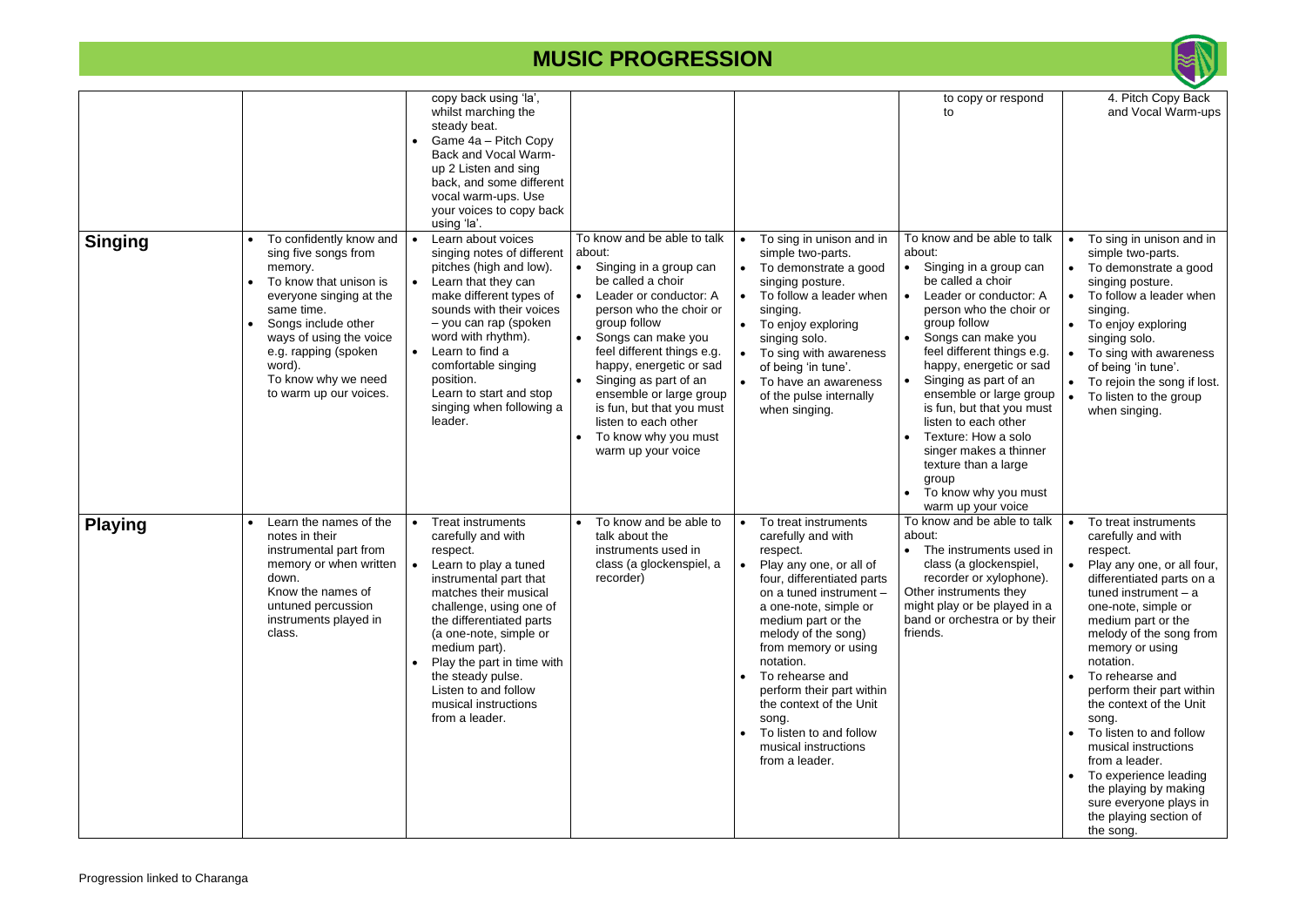# MUSIC PROGRESSION

| | | | | | | |
|---|---|---|---|---|---|---|
| | | copy back using 'la', whilst marching the steady beat.<br>• Game 4a – Pitch Copy Back and Vocal Warm-up 2 Listen and sing back, and some different vocal warm-ups. Use your voices to copy back using 'la'. | | | to copy or respond to | 4. Pitch Copy Back and Vocal Warm-ups |
| **Singing** | • To confidently know and sing five songs from memory.<br>• To know that unison is everyone singing at the same time.<br>• Songs include other ways of using the voice e.g. rapping (spoken word).<br>To know why we need to warm up our voices. | • Learn about voices singing notes of different pitches (high and low).<br>• Learn that they can make different types of sounds with their voices – you can rap (spoken word with rhythm).<br>• Learn to find a comfortable singing position.<br>Learn to start and stop singing when following a leader. | To know and be able to talk about:<br>• Singing in a group can be called a choir<br>• Leader or conductor: A person who the choir or group follow<br>• Songs can make you feel different things e.g. happy, energetic or sad<br>• Singing as part of an ensemble or large group is fun, but that you must listen to each other<br>• To know why you must warm up your voice | • To sing in unison and in simple two-parts.<br>• To demonstrate a good singing posture.<br>• To follow a leader when singing.<br>• To enjoy exploring singing solo.<br>• To sing with awareness of being 'in tune'.<br>• To have an awareness of the pulse internally when singing. | To know and be able to talk about:<br>• Singing in a group can be called a choir<br>• Leader or conductor: A person who the choir or group follow<br>• Songs can make you feel different things e.g. happy, energetic or sad<br>• Singing as part of an ensemble or large group is fun, but that you must listen to each other<br>• Texture: How a solo singer makes a thinner texture than a large group<br>• To know why you must warm up your voice | • To sing in unison and in simple two-parts.<br>• To demonstrate a good singing posture.<br>• To follow a leader when singing.<br>• To enjoy exploring singing solo.<br>• To sing with awareness of being 'in tune'.<br>• To rejoin the song if lost.<br>• To listen to the group when singing. |
| **Playing** | • Learn the names of the notes in their instrumental part from memory or when written down.<br>Know the names of untuned percussion instruments played in class. | • Treat instruments carefully and with respect.<br>• Learn to play a tuned instrumental part that matches their musical challenge, using one of the differentiated parts (a one-note, simple or medium part).<br>• Play the part in time with the steady pulse.<br>Listen to and follow musical instructions from a leader. | • To know and be able to talk about the instruments used in class (a glockenspiel, a recorder) | • To treat instruments carefully and with respect.<br>• Play any one, or all of four, differentiated parts on a tuned instrument – a one-note, simple or medium part or the melody of the song) from memory or using notation.<br>• To rehearse and perform their part within the context of the Unit song.<br>• To listen to and follow musical instructions from a leader. | To know and be able to talk about:<br>• The instruments used in class (a glockenspiel, recorder or xylophone).<br>Other instruments they might play or be played in a band or orchestra or by their friends. | • To treat instruments carefully and with respect.<br>• Play any one, or all four, differentiated parts on a tuned instrument – a one-note, simple or medium part or the melody of the song from memory or using notation.<br>• To rehearse and perform their part within the context of the Unit song.<br>• To listen to and follow musical instructions from a leader.<br>• To experience leading the playing by making sure everyone plays in the playing section of the song. |

Progression linked to Charanga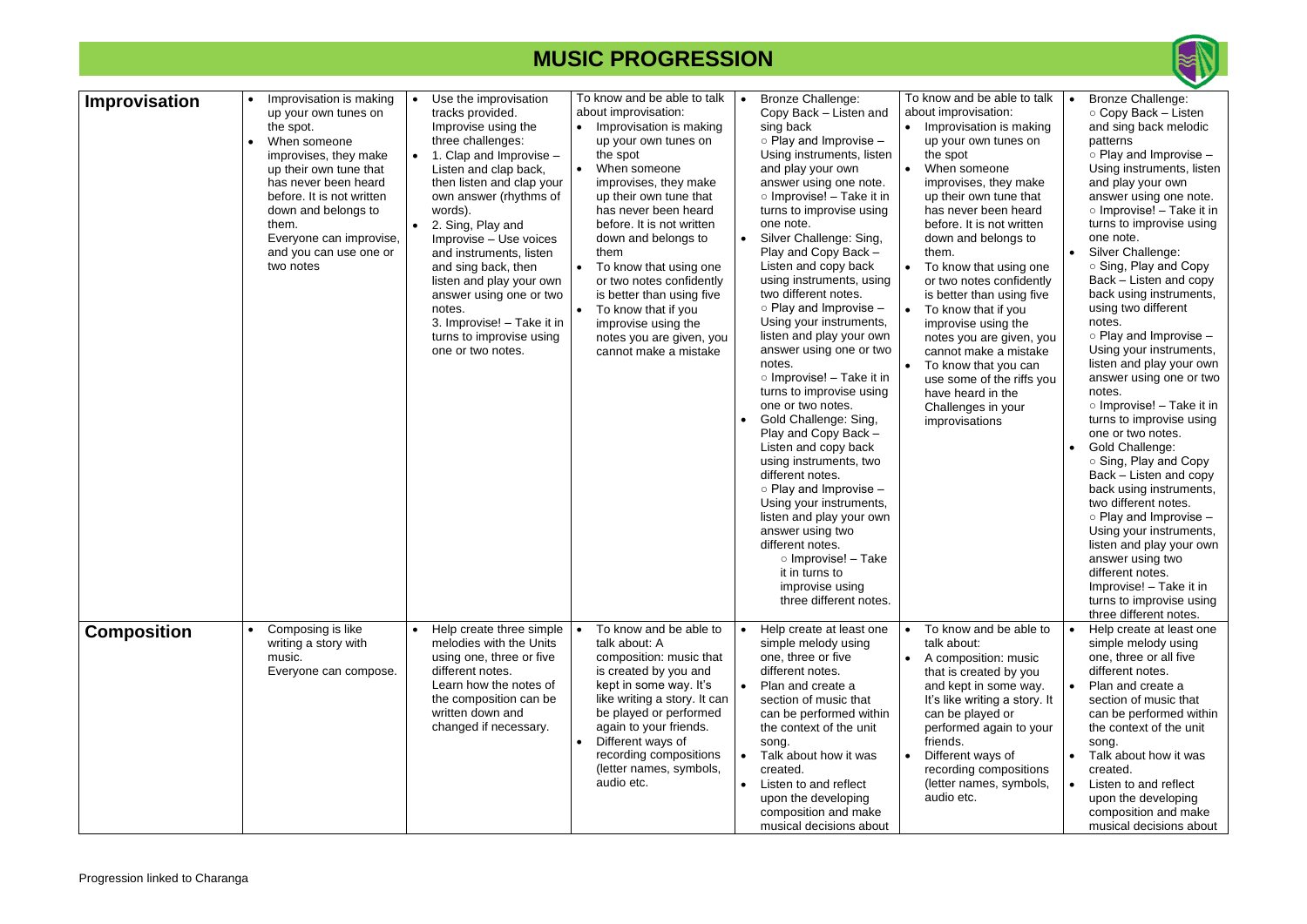# MUSIC PROGRESSION

| | | | | | | |
|---|---|---|---|---|---|---|
| **Improvisation** | • Improvisation is making up your own tunes on the spot.<br>• When someone improvises, they make up their own tune that has never been heard before. It is not written down and belongs to them.<br>Everyone can improvise, and you can use one or two notes | • Use the improvisation tracks provided. Improvise using the three challenges:<br>• 1. Clap and Improvise – Listen and clap back, then listen and clap your own answer (rhythms of words).<br>• 2. Sing, Play and Improvise – Use voices and instruments, listen and sing back, then listen and play your own answer using one or two notes.<br>3. Improvise! – Take it in turns to improvise using one or two notes. | To know and be able to talk about improvisation:<br>• Improvisation is making up your own tunes on the spot<br>• When someone improvises, they make up their own tune that has never been heard before. It is not written down and belongs to them<br>• To know that using one or two notes confidently is better than using five<br>• To know that if you improvise using the notes you are given, you cannot make a mistake | • Bronze Challenge: Copy Back – Listen and sing back<br>○ Play and Improvise – Using instruments, listen and play your own answer using one note.<br>○ Improvise! – Take it in turns to improvise using one note.<br>• Silver Challenge: Sing, Play and Copy Back – Listen and copy back using instruments, using two different notes.<br>○ Play and Improvise – Using your instruments, listen and play your own answer using one or two notes.<br>○ Improvise! – Take it in turns to improvise using one or two notes.<br>• Gold Challenge: Sing, Play and Copy Back – Listen and copy back using instruments, two different notes.<br>○ Play and Improvise – Using your instruments, listen and play your own answer using two different notes.<br>○ Improvise! – Take it in turns to improvise using three different notes. | To know and be able to talk about improvisation:<br>• Improvisation is making up your own tunes on the spot<br>• When someone improvises, they make up their own tune that has never been heard before. It is not written down and belongs to them.<br>• To know that using one or two notes confidently is better than using five<br>• To know that if you improvise using the notes you are given, you cannot make a mistake<br>• To know that you can use some of the riffs you have heard in the Challenges in your improvisations | • Bronze Challenge:<br>○ Copy Back – Listen and sing back melodic patterns<br>○ Play and Improvise – Using instruments, listen and play your own answer using one note.<br>○ Improvise! – Take it in turns to improvise using one note.<br>• Silver Challenge:<br>○ Sing, Play and Copy Back – Listen and copy back using instruments, using two different notes.<br>○ Play and Improvise – Using your instruments, listen and play your own answer using one or two notes.<br>○ Improvise! – Take it in turns to improvise using one or two notes.<br>• Gold Challenge:<br>○ Sing, Play and Copy Back – Listen and copy back using instruments, two different notes.<br>○ Play and Improvise – Using your instruments, listen and play your own answer using two different notes.<br>Improvise! – Take it in turns to improvise using three different notes. |
| **Composition** | • Composing is like writing a story with music.<br>Everyone can compose. | • Help create three simple melodies with the Units using one, three or five different notes.<br>Learn how the notes of the composition can be written down and changed if necessary. | • To know and be able to talk about: A composition: music that is created by you and kept in some way. It's like writing a story. It can be played or performed again to your friends.<br>• Different ways of recording compositions (letter names, symbols, audio etc. | • Help create at least one simple melody using one, three or five different notes.<br>• Plan and create a section of music that can be performed within the context of the unit song.<br>• Talk about how it was created.<br>• Listen to and reflect upon the developing composition and make musical decisions about | • To know and be able to talk about:<br>• A composition: music that is created by you and kept in some way. It's like writing a story. It can be played or performed again to your friends.<br>• Different ways of recording compositions (letter names, symbols, audio etc. | • Help create at least one simple melody using one, three or all five different notes.<br>• Plan and create a section of music that can be performed within the context of the unit song.<br>• Talk about how it was created.<br>• Listen to and reflect upon the developing composition and make musical decisions about |

Progression linked to Charanga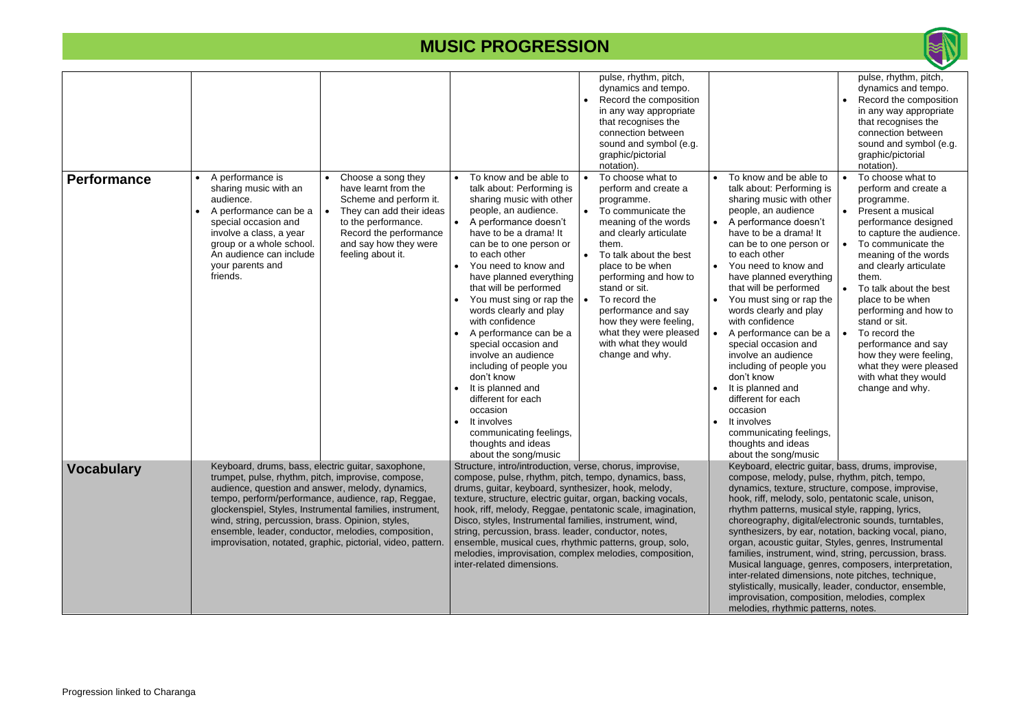# MUSIC PROGRESSION

| | | | | | | |
|---|---|---|---|---|---|---|
| | | | | pulse, rhythm, pitch, dynamics and tempo.<br>• Record the composition in any way appropriate that recognises the connection between sound and symbol (e.g. graphic/pictorial notation). | | pulse, rhythm, pitch, dynamics and tempo.<br>• Record the composition in any way appropriate that recognises the connection between sound and symbol (e.g. graphic/pictorial notation). |
| **Performance** | • A performance is sharing music with an audience.<br>• A performance can be a special occasion and involve a class, a year group or a whole school. An audience can include your parents and friends. | • Choose a song they have learnt from the Scheme and perform it.<br>• They can add their ideas to the performance. Record the performance and say how they were feeling about it. | • To know and be able to talk about: Performing is sharing music with other people, an audience.<br>• A performance doesn't have to be a drama! It can be to one person or to each other<br>• You need to know and have planned everything that will be performed<br>• You must sing or rap the words clearly and play with confidence<br>• A performance can be a special occasion and involve an audience including of people you don't know<br>• It is planned and different for each occasion<br>• It involves communicating feelings, thoughts and ideas about the song/music | • To choose what to perform and create a programme.<br>• To communicate the meaning of the words and clearly articulate them.<br>• To talk about the best place to be when performing and how to stand or sit.<br>• To record the performance and say how they were feeling, what they were pleased with what they would change and why. | • To know and be able to talk about: Performing is sharing music with other people, an audience<br>• A performance doesn't have to be a drama! It can be to one person or to each other<br>• You need to know and have planned everything that will be performed<br>• You must sing or rap the words clearly and play with confidence<br>• A performance can be a special occasion and involve an audience including of people you don't know<br>• It is planned and different for each occasion<br>• It involves communicating feelings, thoughts and ideas about the song/music | • To choose what to perform and create a programme.<br>• Present a musical performance designed to capture the audience.<br>• To communicate the meaning of the words and clearly articulate them.<br>• To talk about the best place to be when performing and how to stand or sit.<br>• To record the performance and say how they were feeling, what they were pleased with what they would change and why. |
| **Vocabulary** | Keyboard, drums, bass, electric guitar, saxophone, trumpet, pulse, rhythm, pitch, improvise, compose, audience, question and answer, melody, dynamics, tempo, perform/performance, audience, rap, Reggae, glockenspiel, Styles, Instrumental families, instrument, wind, string, percussion, brass. Opinion, styles, ensemble, leader, conductor, melodies, composition, improvisation, notated, graphic, pictorial, video, pattern. | | Structure, intro/introduction, verse, chorus, improvise, compose, pulse, rhythm, pitch, tempo, dynamics, bass, drums, guitar, keyboard, synthesizer, hook, melody, texture, structure, electric guitar, organ, backing vocals, hook, riff, melody, Reggae, pentatonic scale, imagination, Disco, styles, Instrumental families, instrument, wind, string, percussion, brass. leader, conductor, notes, ensemble, musical cues, rhythmic patterns, group, solo, melodies, improvisation, complex melodies, composition, inter-related dimensions. | | Keyboard, electric guitar, bass, drums, improvise, compose, melody, pulse, rhythm, pitch, tempo, dynamics, texture, structure, compose, improvise, hook, riff, melody, solo, pentatonic scale, unison, rhythm patterns, musical style, rapping, lyrics, choreography, digital/electronic sounds, turntables, synthesizers, by ear, notation, backing vocal, piano, organ, acoustic guitar, Styles, genres, Instrumental families, instrument, wind, string, percussion, brass. Musical language, genres, composers, interpretation, inter-related dimensions, note pitches, technique, stylistically, musically, leader, conductor, ensemble, improvisation, composition, melodies, complex melodies, rhythmic patterns, notes. | |

Progression linked to Charanga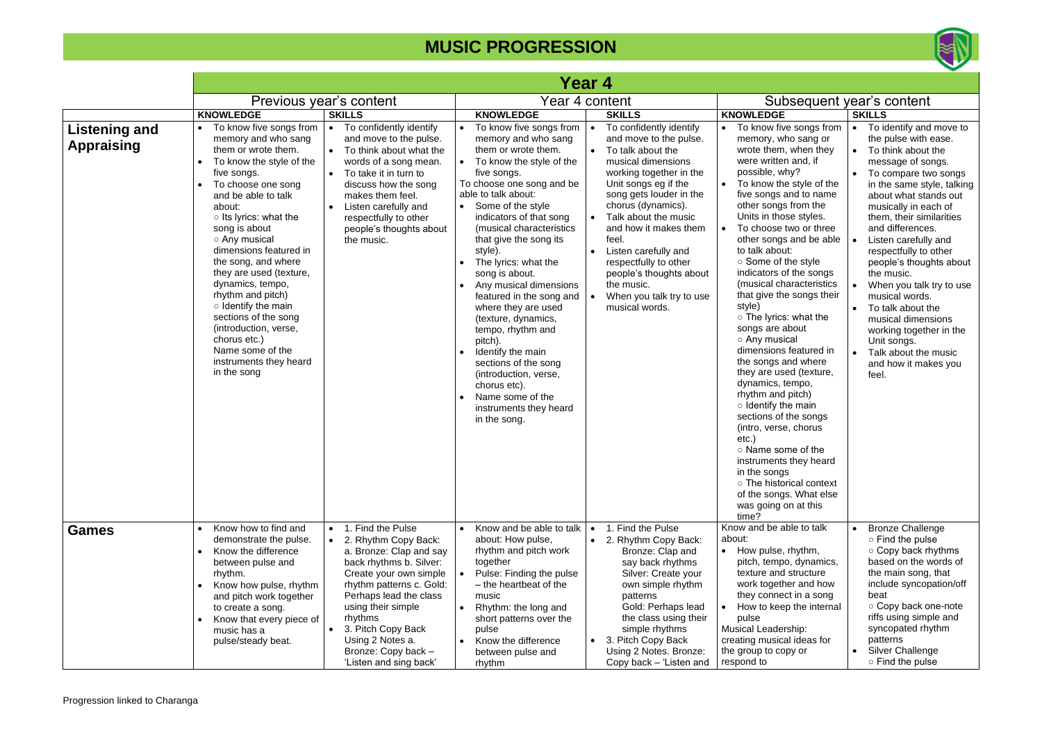# MUSIC PROGRESSION

| | Year 4 | | | | | |
|---|---|---|---|---|---|---|
| | Previous year's content | | Year 4 content | | Subsequent year's content | |
| | **KNOWLEDGE** | **SKILLS** | **KNOWLEDGE** | **SKILLS** | **KNOWLEDGE** | **SKILLS** |
| **Listening and Appraising** | • To know five songs from memory and who sang them or wrote them.<br>• To know the style of the five songs.<br>• To choose one song and be able to talk about:<br>○ Its lyrics: what the song is about<br>○ Any musical dimensions featured in the song, and where they are used (texture, dynamics, tempo, rhythm and pitch)<br>○ Identify the main sections of the song (introduction, verse, chorus etc.)<br>Name some of the instruments they heard in the song | • To confidently identify and move to the pulse.<br>• To think about what the words of a song mean.<br>• To take it in turn to discuss how the song makes them feel.<br>• Listen carefully and respectfully to other people's thoughts about the music. | • To know five songs from memory and who sang them or wrote them.<br>• To know the style of the five songs.<br>To choose one song and be able to talk about:<br>• Some of the style indicators of that song (musical characteristics that give the song its style).<br>• The lyrics: what the song is about.<br>• Any musical dimensions featured in the song and where they are used (texture, dynamics, tempo, rhythm and pitch).<br>• Identify the main sections of the song (introduction, verse, chorus etc).<br>• Name some of the instruments they heard in the song. | • To confidently identify and move to the pulse.<br>• To talk about the musical dimensions working together in the Unit songs eg if the song gets louder in the chorus (dynamics).<br>• Talk about the music and how it makes them feel.<br>• Listen carefully and respectfully to other people's thoughts about the music.<br>• When you talk try to use musical words. | • To know five songs from memory, who sang or wrote them, when they were written and, if possible, why?<br>• To know the style of the five songs and to name other songs from the Units in those styles.<br>• To choose two or three other songs and be able to talk about:<br>○ Some of the style indicators of the songs (musical characteristics that give the songs their style)<br>○ The lyrics: what the songs are about<br>○ Any musical dimensions featured in the songs and where they are used (texture, dynamics, tempo, rhythm and pitch)<br>○ Identify the main sections of the songs (intro, verse, chorus etc.)<br>○ Name some of the instruments they heard in the songs<br>○ The historical context of the songs. What else was going on at this time? | • To identify and move to the pulse with ease.<br>• To think about the message of songs.<br>• To compare two songs in the same style, talking about what stands out musically in each of them, their similarities and differences.<br>• Listen carefully and respectfully to other people's thoughts about the music.<br>• When you talk try to use musical words.<br>• To talk about the musical dimensions working together in the Unit songs.<br>• Talk about the music and how it makes you feel. |
| **Games** | • Know how to find and demonstrate the pulse.<br>• Know the difference between pulse and rhythm.<br>• Know how pulse, rhythm and pitch work together to create a song.<br>• Know that every piece of music has a pulse/steady beat. | • 1. Find the Pulse<br>• 2. Rhythm Copy Back: a. Bronze: Clap and say back rhythms b. Silver: Create your own simple rhythm patterns c. Gold: Perhaps lead the class using their simple rhythms<br>• 3. Pitch Copy Back Using 2 Notes a. Bronze: Copy back – 'Listen and sing back' | • Know and be able to talk about: How pulse, rhythm and pitch work together<br>• Pulse: Finding the pulse – the heartbeat of the music<br>• Rhythm: the long and short patterns over the pulse<br>• Know the difference between pulse and rhythm | • 1. Find the Pulse<br>• 2. Rhythm Copy Back: Bronze: Clap and say back rhythms Silver: Create your own simple rhythm patterns Gold: Perhaps lead the class using their simple rhythms<br>• 3. Pitch Copy Back Using 2 Notes. Bronze: Copy back – 'Listen and | Know and be able to talk about:<br>• How pulse, rhythm, pitch, tempo, dynamics, texture and structure work together and how they connect in a song<br>• How to keep the internal pulse<br>Musical Leadership: creating musical ideas for the group to copy or respond to | • Bronze Challenge<br>○ Find the pulse<br>○ Copy back rhythms based on the words of the main song, that include syncopation/off beat<br>○ Copy back one-note riffs using simple and syncopated rhythm patterns<br>• Silver Challenge<br>○ Find the pulse |

Progression linked to Charanga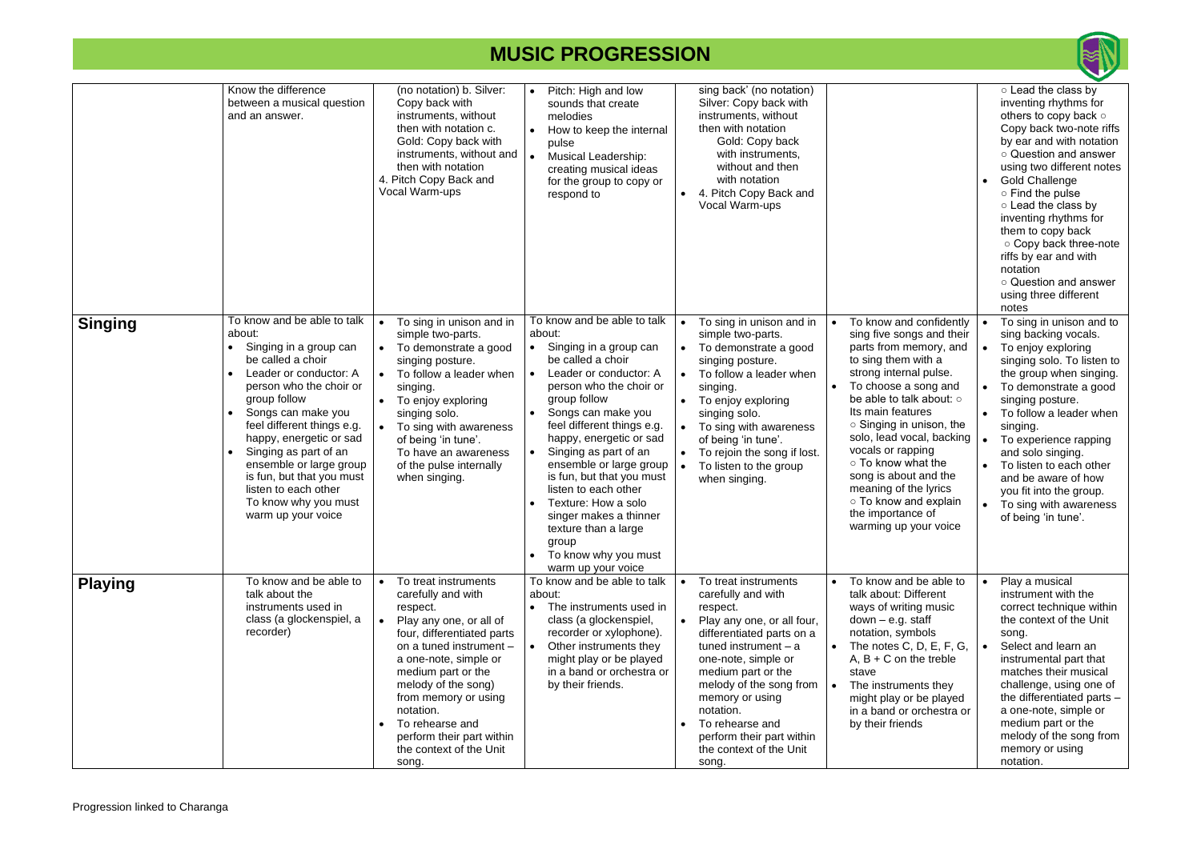# MUSIC PROGRESSION

| | | | | | | |
|---|---|---|---|---|---|---|
| | Know the difference between a musical question and an answer. | (no notation) b. Silver: Copy back with instruments, without then with notation c. Gold: Copy back with instruments, without and then with notation<br>4. Pitch Copy Back and Vocal Warm-ups | • Pitch: High and low sounds that create melodies<br>• How to keep the internal pulse<br>• Musical Leadership: creating musical ideas for the group to copy or respond to | sing back' (no notation) Silver: Copy back with instruments, without then with notation Gold: Copy back with instruments, without and then with notation<br>• 4. Pitch Copy Back and Vocal Warm-ups | | ○ Lead the class by inventing rhythms for others to copy back ○ Copy back two-note riffs by ear and with notation ○ Question and answer using two different notes<br>• Gold Challenge ○ Find the pulse ○ Lead the class by inventing rhythms for them to copy back ○ Copy back three-note riffs by ear and with notation ○ Question and answer using three different notes |
| **Singing** | To know and be able to talk about:<br>• Singing in a group can be called a choir<br>• Leader or conductor: A person who the choir or group follow<br>• Songs can make you feel different things e.g. happy, energetic or sad<br>• Singing as part of an ensemble or large group is fun, but that you must listen to each other<br>To know why you must warm up your voice | • To sing in unison and in simple two-parts.<br>• To demonstrate a good singing posture.<br>• To follow a leader when singing.<br>• To enjoy exploring singing solo.<br>• To sing with awareness of being 'in tune'.<br>To have an awareness of the pulse internally when singing. | To know and be able to talk about:<br>• Singing in a group can be called a choir<br>• Leader or conductor: A person who the choir or group follow<br>• Songs can make you feel different things e.g. happy, energetic or sad<br>• Singing as part of an ensemble or large group is fun, but that you must listen to each other<br>• Texture: How a solo singer makes a thinner texture than a large group<br>• To know why you must warm up your voice | • To sing in unison and in simple two-parts.<br>• To demonstrate a good singing posture.<br>• To follow a leader when singing.<br>• To enjoy exploring singing solo.<br>• To sing with awareness of being 'in tune'.<br>• To rejoin the song if lost.<br>• To listen to the group when singing. | • To know and confidently sing five songs and their parts from memory, and to sing them with a strong internal pulse.<br>• To choose a song and be able to talk about: ○ Its main features ○ Singing in unison, the solo, lead vocal, backing vocals or rapping ○ To know what the song is about and the meaning of the lyrics ○ To know and explain the importance of warming up your voice | • To sing in unison and to sing backing vocals.<br>• To enjoy exploring singing solo. To listen to the group when singing.<br>• To demonstrate a good singing posture.<br>• To follow a leader when singing.<br>• To experience rapping and solo singing.<br>• To listen to each other and be aware of how you fit into the group.<br>• To sing with awareness of being 'in tune'. |
| **Playing** | To know and be able to talk about the instruments used in class (a glockenspiel, a recorder) | • To treat instruments carefully and with respect.<br>• Play any one, or all of four, differentiated parts on a tuned instrument – a one-note, simple or medium part or the melody of the song) from memory or using notation.<br>• To rehearse and perform their part within the context of the Unit song. | To know and be able to talk about:<br>• The instruments used in class (a glockenspiel, recorder or xylophone).<br>• Other instruments they might play or be played in a band or orchestra or by their friends. | • To treat instruments carefully and with respect.<br>• Play any one, or all four, differentiated parts on a tuned instrument – a one-note, simple or medium part or the melody of the song from memory or using notation.<br>• To rehearse and perform their part within the context of the Unit song. | • To know and be able to talk about: Different ways of writing music down – e.g. staff notation, symbols<br>• The notes C, D, E, F, G, A, B + C on the treble stave<br>• The instruments they might play or be played in a band or orchestra or by their friends | • Play a musical instrument with the correct technique within the context of the Unit song.<br>• Select and learn an instrumental part that matches their musical challenge, using one of the differentiated parts – a one-note, simple or medium part or the melody of the song from memory or using notation. |

Progression linked to Charanga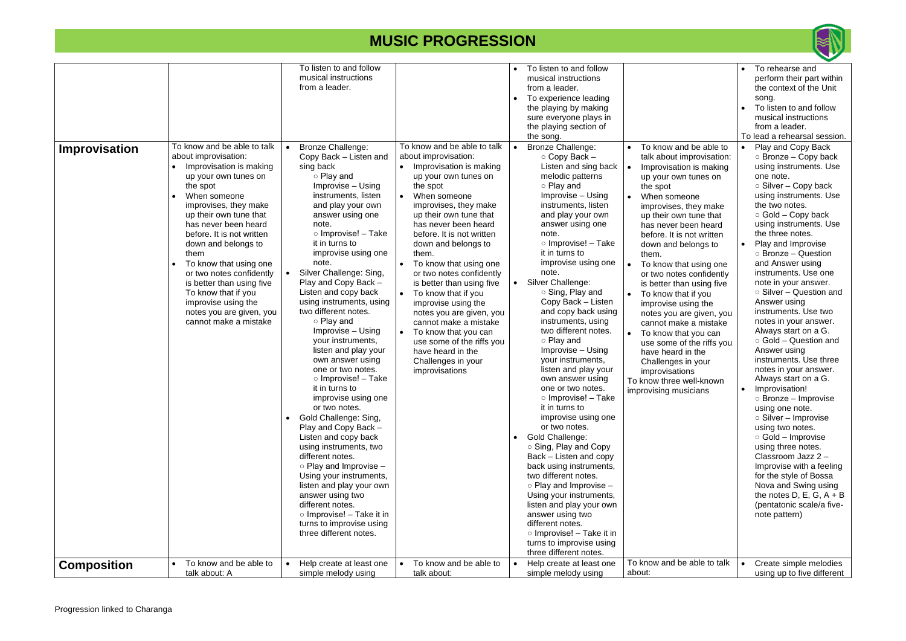# MUSIC PROGRESSION

| | | | | | | |
|---|---|---|---|---|---|---|
| | | To listen to and follow musical instructions from a leader. | | • To listen to and follow musical instructions from a leader.<br>• To experience leading the playing by making sure everyone plays in the playing section of the song. | | • To rehearse and perform their part within the context of the Unit song.<br>• To listen to and follow musical instructions from a leader.<br>To lead a rehearsal session. |
| **Improvisation** | To know and be able to talk about improvisation:<br>• Improvisation is making up your own tunes on the spot<br>• When someone improvises, they make up their own tune that has never been heard before. It is not written down and belongs to them<br>• To know that using one or two notes confidently is better than using five<br>To know that if you improvise using the notes you are given, you cannot make a mistake | • Bronze Challenge: Copy Back – Listen and sing back<br>○ Play and Improvise – Using instruments, listen and play your own answer using one note.<br>○ Improvise! – Take it in turns to improvise using one note.<br>• Silver Challenge: Sing, Play and Copy Back – Listen and copy back using instruments, using two different notes.<br>○ Play and Improvise – Using your instruments, listen and play your own answer using one or two notes.<br>○ Improvise! – Take it in turns to improvise using one or two notes.<br>• Gold Challenge: Sing, Play and Copy Back – Listen and copy back using instruments, two different notes.<br>○ Play and Improvise – Using your instruments, listen and play your own answer using two different notes.<br>○ Improvise! – Take it in turns to improvise using three different notes. | To know and be able to talk about improvisation:<br>• Improvisation is making up your own tunes on the spot<br>• When someone improvises, they make up their own tune that has never been heard before. It is not written down and belongs to them.<br>• To know that using one or two notes confidently is better than using five<br>• To know that if you improvise using the notes you are given, you cannot make a mistake<br>• To know that you can use some of the riffs you have heard in the Challenges in your improvisations | • Bronze Challenge:<br>○ Copy Back – Listen and sing back melodic patterns<br>○ Play and Improvise – Using instruments, listen and play your own answer using one note.<br>○ Improvise! – Take it in turns to improvise using one note.<br>• Silver Challenge:<br>○ Sing, Play and Copy Back – Listen and copy back using instruments, using two different notes.<br>○ Play and Improvise – Using your instruments, listen and play your own answer using one or two notes.<br>○ Improvise! – Take it in turns to improvise using one or two notes.<br>• Gold Challenge:<br>○ Sing, Play and Copy Back – Listen and copy back using instruments, two different notes.<br>○ Play and Improvise – Using your instruments, listen and play your own answer using two different notes.<br>○ Improvise! – Take it in turns to improvise using three different notes. | • To know and be able to talk about improvisation:<br>• Improvisation is making up your own tunes on the spot<br>• When someone improvises, they make up their own tune that has never been heard before. It is not written down and belongs to them.<br>• To know that using one or two notes confidently is better than using five<br>• To know that if you improvise using the notes you are given, you cannot make a mistake<br>• To know that you can use some of the riffs you have heard in the Challenges in your improvisations<br>To know three well-known improvising musicians | • Play and Copy Back<br>○ Bronze – Copy back using instruments. Use one note.<br>○ Silver – Copy back using instruments. Use the two notes.<br>○ Gold – Copy back using instruments. Use the three notes.<br>• Play and Improvise<br>○ Bronze – Question and Answer using instruments. Use one note in your answer.<br>○ Silver – Question and Answer using instruments. Use two notes in your answer. Always start on a G.<br>○ Gold – Question and Answer using instruments. Use three notes in your answer. Always start on a G.<br>• Improvisation!<br>○ Bronze – Improvise using one note.<br>○ Silver – Improvise using two notes.<br>○ Gold – Improvise using three notes.<br>Classroom Jazz 2 – Improvise with a feeling for the style of Bossa Nova and Swing using the notes D, E, G, A + B (pentatonic scale/a five-note pattern) |
| **Composition** | • To know and be able to talk about: A | • Help create at least one simple melody using | • To know and be able to talk about: | • Help create at least one simple melody using | To know and be able to talk about: | • Create simple melodies using up to five different |

Progression linked to Charanga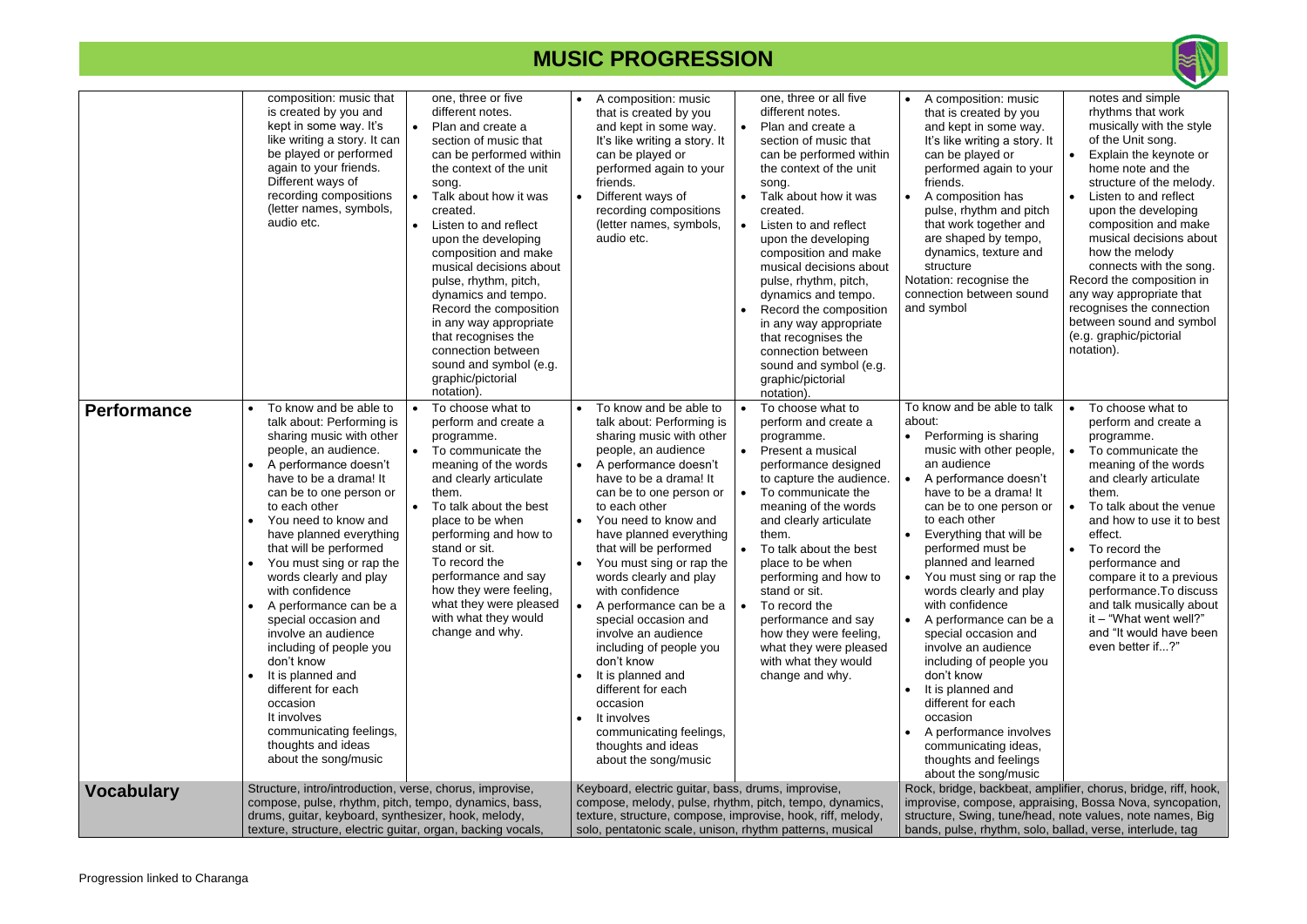# MUSIC PROGRESSION

| | | | | | | |
|---|---|---|---|---|---|---|
| | composition: music that is created by you and kept in some way. It's like writing a story. It can be played or performed again to your friends. Different ways of recording compositions (letter names, symbols, audio etc. | one, three or five different notes. <br>• Plan and create a section of music that can be performed within the context of the unit song. <br>• Talk about how it was created. <br>• Listen to and reflect upon the developing composition and make musical decisions about pulse, rhythm, pitch, dynamics and tempo. Record the composition in any way appropriate that recognises the connection between sound and symbol (e.g. graphic/pictorial notation). | • A composition: music that is created by you and kept in some way. It's like writing a story. It can be played or performed again to your friends. <br>• Different ways of recording compositions (letter names, symbols, audio etc. | one, three or all five different notes. <br>• Plan and create a section of music that can be performed within the context of the unit song. <br>• Talk about how it was created. <br>• Listen to and reflect upon the developing composition and make musical decisions about pulse, rhythm, pitch, dynamics and tempo. <br>• Record the composition in any way appropriate that recognises the connection between sound and symbol (e.g. graphic/pictorial notation). | • A composition: music that is created by you and kept in some way. It's like writing a story. It can be played or performed again to your friends. <br>• A composition has pulse, rhythm and pitch that work together and are shaped by tempo, dynamics, texture and structure <br>Notation: recognise the connection between sound and symbol | notes and simple rhythms that work musically with the style of the Unit song. <br>• Explain the keynote or home note and the structure of the melody. <br>• Listen to and reflect upon the developing composition and make musical decisions about how the melody connects with the song. <br>Record the composition in any way appropriate that recognises the connection between sound and symbol (e.g. graphic/pictorial notation). |
| **Performance** | • To know and be able to talk about: Performing is sharing music with other people, an audience. <br>• A performance doesn't have to be a drama! It can be to one person or to each other <br>• You need to know and have planned everything that will be performed <br>• You must sing or rap the words clearly and play with confidence <br>• A performance can be a special occasion and involve an audience including of people you don't know <br>• It is planned and different for each occasion <br>It involves communicating feelings, thoughts and ideas about the song/music | • To choose what to perform and create a programme. <br>• To communicate the meaning of the words and clearly articulate them. <br>• To talk about the best place to be when performing and how to stand or sit. <br>To record the performance and say how they were feeling, what they were pleased with what they would change and why. | • To know and be able to talk about: Performing is sharing music with other people, an audience <br>• A performance doesn't have to be a drama! It can be to one person or to each other <br>• You need to know and have planned everything that will be performed <br>• You must sing or rap the words clearly and play with confidence <br>• A performance can be a special occasion and involve an audience including of people you don't know <br>• It is planned and different for each occasion <br>• It involves communicating feelings, thoughts and ideas about the song/music | • To choose what to perform and create a programme. <br>• Present a musical performance designed to capture the audience. <br>• To communicate the meaning of the words and clearly articulate them. <br>• To talk about the best place to be when performing and how to stand or sit. <br>• To record the performance and say how they were feeling, what they were pleased with what they would change and why. | To know and be able to talk about: <br>• Performing is sharing music with other people, an audience <br>• A performance doesn't have to be a drama! It can be to one person or to each other <br>• Everything that will be performed must be planned and learned <br>• You must sing or rap the words clearly and play with confidence <br>• A performance can be a special occasion and involve an audience including of people you don't know <br>• It is planned and different for each occasion <br>• A performance involves communicating ideas, thoughts and feelings about the song/music | • To choose what to perform and create a programme. <br>• To communicate the meaning of the words and clearly articulate them. <br>• To talk about the venue and how to use it to best effect. <br>• To record the performance and compare it to a previous performance.To discuss and talk musically about it – "What went well?" and "It would have been even better if...?" |
| **Vocabulary** | Structure, intro/introduction, verse, chorus, improvise, compose, pulse, rhythm, pitch, tempo, dynamics, bass, drums, guitar, keyboard, synthesizer, hook, melody, texture, structure, electric guitar, organ, backing vocals, | | Keyboard, electric guitar, bass, drums, improvise, compose, melody, pulse, rhythm, pitch, tempo, dynamics, texture, structure, compose, improvise, hook, riff, melody, solo, pentatonic scale, unison, rhythm patterns, musical | | Rock, bridge, backbeat, amplifier, chorus, bridge, riff, hook, improvise, compose, appraising, Bossa Nova, syncopation, structure, Swing, tune/head, note values, note names, Big bands, pulse, rhythm, solo, ballad, verse, interlude, tag | |

Progression linked to Charanga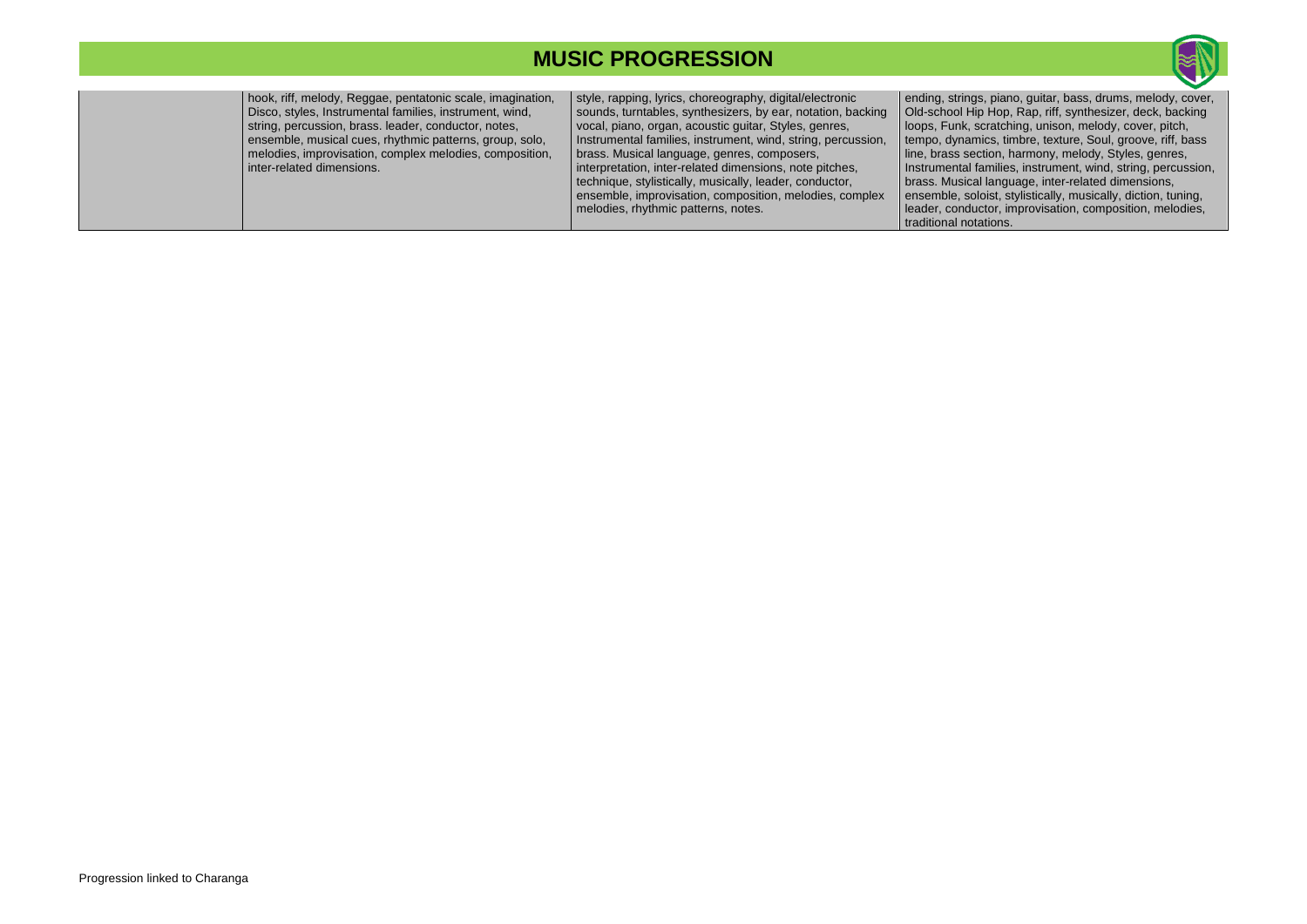# MUSIC PROGRESSION

| | | | |
|---|---|---|---|
| | hook, riff, melody, Reggae, pentatonic scale, imagination, Disco, styles, Instrumental families, instrument, wind, string, percussion, brass. leader, conductor, notes, ensemble, musical cues, rhythmic patterns, group, solo, melodies, improvisation, complex melodies, composition, inter-related dimensions. | style, rapping, lyrics, choreography, digital/electronic sounds, turntables, synthesizers, by ear, notation, backing vocal, piano, organ, acoustic guitar, Styles, genres, Instrumental families, instrument, wind, string, percussion, brass. Musical language, genres, composers, interpretation, inter-related dimensions, note pitches, technique, stylistically, musically, leader, conductor, ensemble, improvisation, composition, melodies, complex melodies, rhythmic patterns, notes. | ending, strings, piano, guitar, bass, drums, melody, cover, Old-school Hip Hop, Rap, riff, synthesizer, deck, backing loops, Funk, scratching, unison, melody, cover, pitch, tempo, dynamics, timbre, texture, Soul, groove, riff, bass line, brass section, harmony, melody, Styles, genres, Instrumental families, instrument, wind, string, percussion, brass. Musical language, inter-related dimensions, ensemble, soloist, stylistically, musically, diction, tuning, leader, conductor, improvisation, composition, melodies, traditional notations. |

Progression linked to Charanga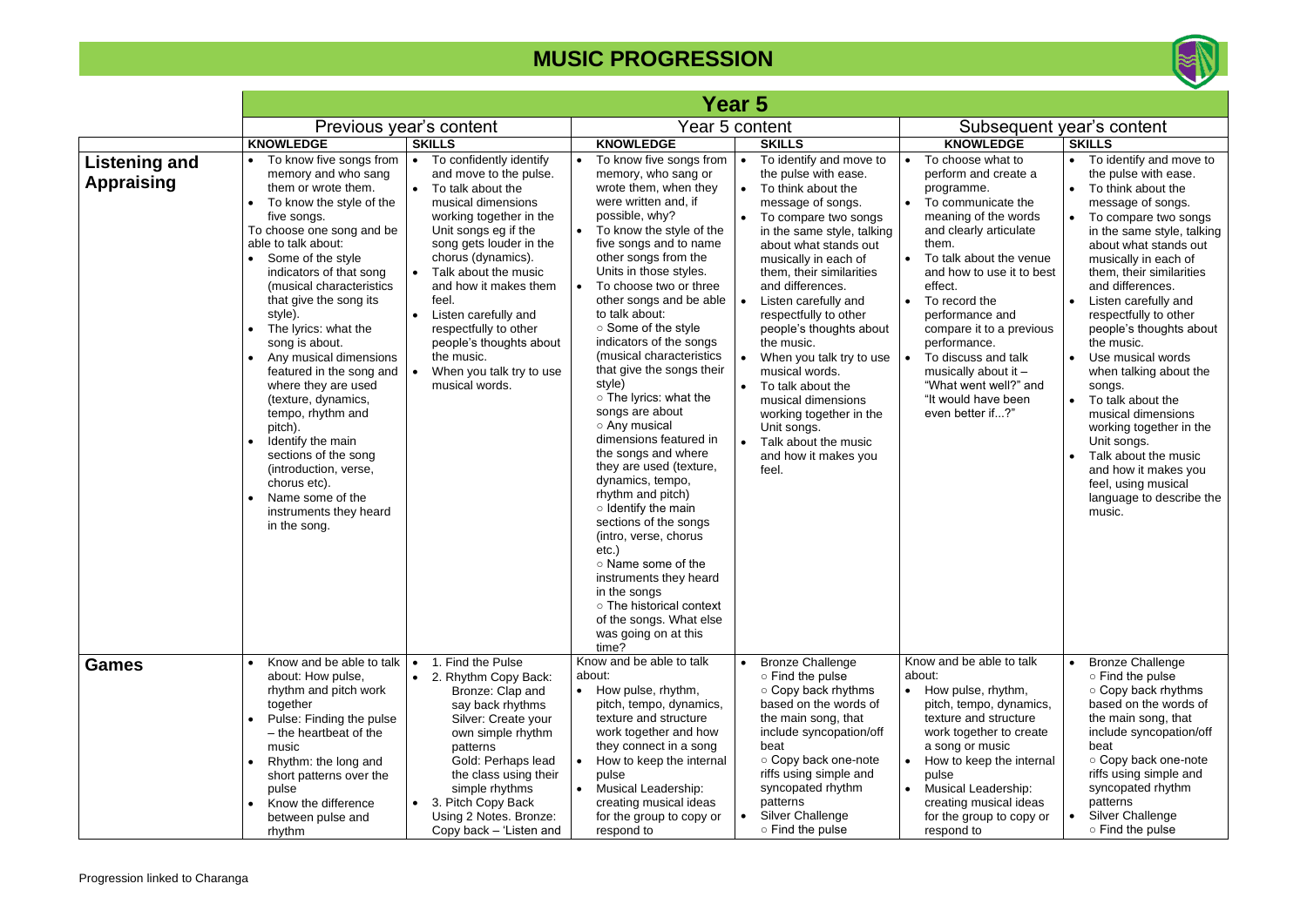# MUSIC PROGRESSION

| | Year 5 | | | | | |
|---|---|---|---|---|---|---|
| | Previous year's content | | Year 5 content | | Subsequent year's content | |
| | **KNOWLEDGE** | **SKILLS** | **KNOWLEDGE** | **SKILLS** | **KNOWLEDGE** | **SKILLS** |
| **Listening and Appraising** | • To know five songs from memory and who sang them or wrote them.<br>• To know the style of the five songs.<br>To choose one song and be able to talk about:<br>• Some of the style indicators of that song (musical characteristics that give the song its style).<br>• The lyrics: what the song is about.<br>• Any musical dimensions featured in the song and where they are used (texture, dynamics, tempo, rhythm and pitch).<br>• Identify the main sections of the song (introduction, verse, chorus etc).<br>• Name some of the instruments they heard in the song. | • To confidently identify and move to the pulse.<br>• To talk about the musical dimensions working together in the Unit songs eg if the song gets louder in the chorus (dynamics).<br>• Talk about the music and how it makes them feel.<br>• Listen carefully and respectfully to other people's thoughts about the music.<br>• When you talk try to use musical words. | • To know five songs from memory, who sang or wrote them, when they were written and, if possible, why?<br>• To know the style of the five songs and to name other songs from the Units in those styles.<br>• To choose two or three other songs and be able to talk about:<br>○ Some of the style indicators of the songs (musical characteristics that give the songs their style)<br>○ The lyrics: what the songs are about<br>○ Any musical dimensions featured in the songs and where they are used (texture, dynamics, tempo, rhythm and pitch)<br>○ Identify the main sections of the songs (intro, verse, chorus etc.)<br>○ Name some of the instruments they heard in the songs<br>○ The historical context of the songs. What else was going on at this time? | • To identify and move to the pulse with ease.<br>• To think about the message of songs.<br>• To compare two songs in the same style, talking about what stands out musically in each of them, their similarities and differences.<br>• Listen carefully and respectfully to other people's thoughts about the music.<br>• When you talk try to use musical words.<br>• To talk about the musical dimensions working together in the Unit songs.<br>• Talk about the music and how it makes you feel. | • To choose what to perform and create a programme.<br>• To communicate the meaning of the words and clearly articulate them.<br>• To talk about the venue and how to use it to best effect.<br>• To record the performance and compare it to a previous performance.<br>• To discuss and talk musically about it – "What went well?" and "It would have been even better if...?" | • To identify and move to the pulse with ease.<br>• To think about the message of songs.<br>• To compare two songs in the same style, talking about what stands out musically in each of them, their similarities and differences.<br>• Listen carefully and respectfully to other people's thoughts about the music.<br>• Use musical words when talking about the songs.<br>• To talk about the musical dimensions working together in the Unit songs.<br>• Talk about the music and how it makes you feel, using musical language to describe the music. |
| **Games** | • Know and be able to talk about: How pulse, rhythm and pitch work together<br>• Pulse: Finding the pulse – the heartbeat of the music<br>• Rhythm: the long and short patterns over the pulse<br>• Know the difference between pulse and rhythm | • 1. Find the Pulse<br>• 2. Rhythm Copy Back: Bronze: Clap and say back rhythms Silver: Create your own simple rhythm patterns Gold: Perhaps lead the class using their simple rhythms<br>• 3. Pitch Copy Back Using 2 Notes. Bronze: Copy back – 'Listen and | Know and be able to talk about:<br>• How pulse, rhythm, pitch, tempo, dynamics, texture and structure work together and how they connect in a song<br>• How to keep the internal pulse<br>• Musical Leadership: creating musical ideas for the group to copy or respond to | • Bronze Challenge<br>○ Find the pulse<br>○ Copy back rhythms based on the words of the main song, that include syncopation/off beat<br>○ Copy back one-note riffs using simple and syncopated rhythm patterns<br>• Silver Challenge<br>○ Find the pulse | Know and be able to talk about:<br>• How pulse, rhythm, pitch, tempo, dynamics, texture and structure work together to create a song or music<br>• How to keep the internal pulse<br>• Musical Leadership: creating musical ideas for the group to copy or respond to | • Bronze Challenge<br>○ Find the pulse<br>○ Copy back rhythms based on the words of the main song, that include syncopation/off beat<br>○ Copy back one-note riffs using simple and syncopated rhythm patterns<br>• Silver Challenge<br>○ Find the pulse |

Progression linked to Charanga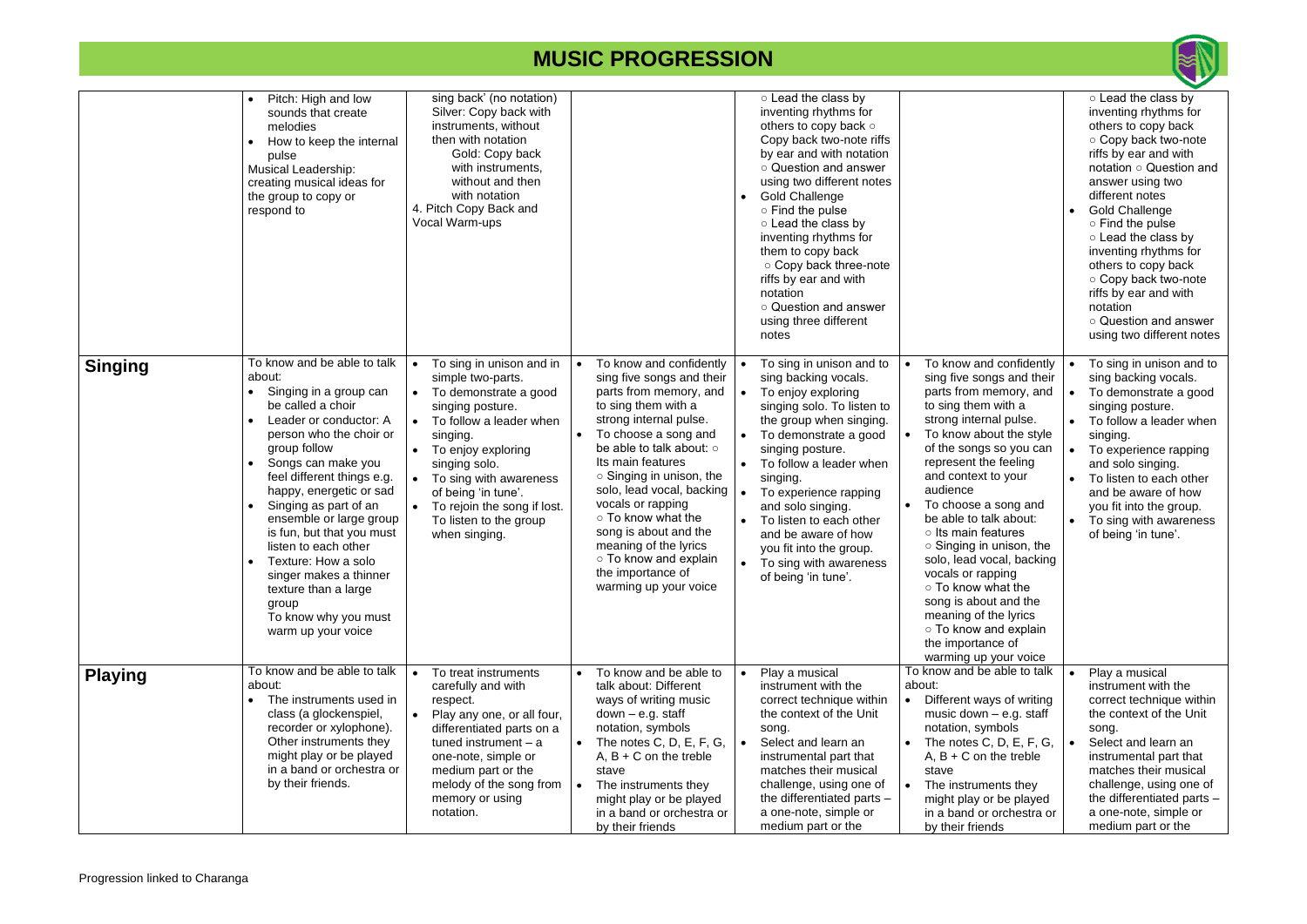# MUSIC PROGRESSION

| | | | | | | |
|---|---|---|---|---|---|---|
| | • Pitch: High and low sounds that create melodies<br>• How to keep the internal pulse<br>Musical Leadership: creating musical ideas for the group to copy or respond to | sing back' (no notation)<br>Silver: Copy back with instruments, without then with notation<br>Gold: Copy back with instruments, without and then with notation<br>4. Pitch Copy Back and Vocal Warm-ups | | ○ Lead the class by inventing rhythms for others to copy back ○ Copy back two-note riffs by ear and with notation ○ Question and answer using two different notes<br>• Gold Challenge<br>○ Find the pulse<br>○ Lead the class by inventing rhythms for them to copy back<br>○ Copy back three-note riffs by ear and with notation<br>○ Question and answer using three different notes | | ○ Lead the class by inventing rhythms for others to copy back<br>○ Copy back two-note riffs by ear and with notation ○ Question and answer using two different notes<br>• Gold Challenge<br>○ Find the pulse<br>○ Lead the class by inventing rhythms for others to copy back<br>○ Copy back two-note riffs by ear and with notation<br>○ Question and answer using two different notes |
| **Singing** | To know and be able to talk about:<br>• Singing in a group can be called a choir<br>• Leader or conductor: A person who the choir or group follow<br>• Songs can make you feel different things e.g. happy, energetic or sad<br>• Singing as part of an ensemble or large group is fun, but that you must listen to each other<br>• Texture: How a solo singer makes a thinner texture than a large group<br>To know why you must warm up your voice | • To sing in unison and in simple two-parts.<br>• To demonstrate a good singing posture.<br>• To follow a leader when singing.<br>• To enjoy exploring singing solo.<br>• To sing with awareness of being 'in tune'.<br>• To rejoin the song if lost. To listen to the group when singing. | • To know and confidently sing five songs and their parts from memory, and to sing them with a strong internal pulse.<br>• To choose a song and be able to talk about: ○ Its main features<br>○ Singing in unison, the solo, lead vocal, backing vocals or rapping<br>○ To know what the song is about and the meaning of the lyrics<br>○ To know and explain the importance of warming up your voice | • To sing in unison and to sing backing vocals.<br>• To enjoy exploring singing solo. To listen to the group when singing.<br>• To demonstrate a good singing posture.<br>• To follow a leader when singing.<br>• To experience rapping and solo singing.<br>• To listen to each other and be aware of how you fit into the group.<br>• To sing with awareness of being 'in tune'. | • To know and confidently sing five songs and their parts from memory, and to sing them with a strong internal pulse.<br>• To know about the style of the songs so you can represent the feeling and context to your audience<br>• To choose a song and be able to talk about:<br>○ Its main features<br>○ Singing in unison, the solo, lead vocal, backing vocals or rapping<br>○ To know what the song is about and the meaning of the lyrics<br>○ To know and explain the importance of warming up your voice | • To sing in unison and to sing backing vocals.<br>• To demonstrate a good singing posture.<br>• To follow a leader when singing.<br>• To experience rapping and solo singing.<br>• To listen to each other and be aware of how you fit into the group.<br>• To sing with awareness of being 'in tune'. |
| **Playing** | To know and be able to talk about:<br>• The instruments used in class (a glockenspiel, recorder or xylophone). Other instruments they might play or be played in a band or orchestra or by their friends. | • To treat instruments carefully and with respect.<br>• Play any one, or all four, differentiated parts on a tuned instrument – a one-note, simple or medium part or the melody of the song from memory or using notation. | • To know and be able to talk about: Different ways of writing music down – e.g. staff notation, symbols<br>• The notes C, D, E, F, G, A, B + C on the treble stave<br>• The instruments they might play or be played in a band or orchestra or by their friends | • Play a musical instrument with the correct technique within the context of the Unit song.<br>• Select and learn an instrumental part that matches their musical challenge, using one of the differentiated parts – a one-note, simple or medium part or the | To know and be able to talk about:<br>• Different ways of writing music down – e.g. staff notation, symbols<br>• The notes C, D, E, F, G, A, B + C on the treble stave<br>• The instruments they might play or be played in a band or orchestra or by their friends | • Play a musical instrument with the correct technique within the context of the Unit song.<br>• Select and learn an instrumental part that matches their musical challenge, using one of the differentiated parts – a one-note, simple or medium part or the |

Progression linked to Charanga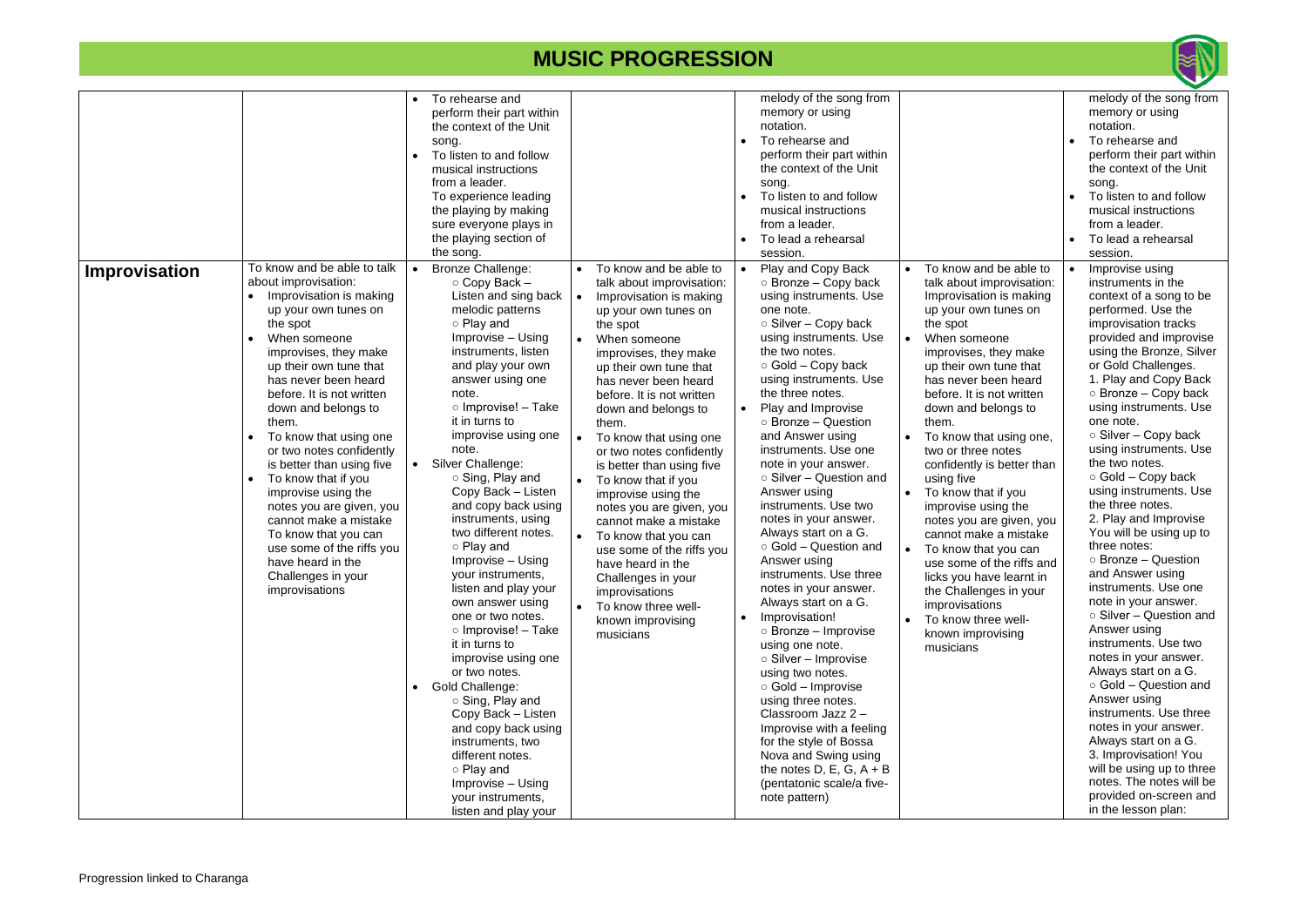# MUSIC PROGRESSION

| | | | | | | |
|---|---|---|---|---|---|---|
| | | • To rehearse and perform their part within the context of the Unit song.<br>• To listen to and follow musical instructions from a leader.<br>To experience leading the playing by making sure everyone plays in the playing section of the song. | | melody of the song from memory or using notation.<br>• To rehearse and perform their part within the context of the Unit song.<br>• To listen to and follow musical instructions from a leader.<br>• To lead a rehearsal session. | | melody of the song from memory or using notation.<br>• To rehearse and perform their part within the context of the Unit song.<br>• To listen to and follow musical instructions from a leader.<br>• To lead a rehearsal session. |
| **Improvisation** | To know and be able to talk about improvisation:<br>• Improvisation is making up your own tunes on the spot<br>• When someone improvises, they make up their own tune that has never been heard before. It is not written down and belongs to them.<br>• To know that using one or two notes confidently is better than using five<br>• To know that if you improvise using the notes you are given, you cannot make a mistake<br>To know that you can use some of the riffs you have heard in the Challenges in your improvisations | • Bronze Challenge:<br>○ Copy Back – Listen and sing back melodic patterns<br>○ Play and Improvise – Using instruments, listen and play your own answer using one note.<br>○ Improvise! – Take it in turns to improvise using one note.<br>• Silver Challenge:<br>○ Sing, Play and Copy Back – Listen and copy back using instruments, using two different notes.<br>○ Play and Improvise – Using your instruments, listen and play your own answer using one or two notes.<br>○ Improvise! – Take it in turns to improvise using one or two notes.<br>• Gold Challenge:<br>○ Sing, Play and Copy Back – Listen and copy back using instruments, two different notes.<br>○ Play and Improvise – Using your instruments, listen and play your | • To know and be able to talk about improvisation:<br>• Improvisation is making up your own tunes on the spot<br>• When someone improvises, they make up their own tune that has never been heard before. It is not written down and belongs to them.<br>• To know that using one or two notes confidently is better than using five<br>• To know that if you improvise using the notes you are given, you cannot make a mistake<br>• To know that you can use some of the riffs you have heard in the Challenges in your improvisations<br>• To know three well-known improvising musicians | • Play and Copy Back<br>○ Bronze – Copy back using instruments. Use one note.<br>○ Silver – Copy back using instruments. Use the two notes.<br>○ Gold – Copy back using instruments. Use the three notes.<br>• Play and Improvise<br>○ Bronze – Question and Answer using instruments. Use one note in your answer.<br>○ Silver – Question and Answer using instruments. Use two notes in your answer. Always start on a G.<br>○ Gold – Question and Answer using instruments. Use three notes in your answer. Always start on a G.<br>• Improvisation!<br>○ Bronze – Improvise using one note.<br>○ Silver – Improvise using two notes.<br>○ Gold – Improvise using three notes.<br>Classroom Jazz 2 – Improvise with a feeling for the style of Bossa Nova and Swing using the notes D, E, G, A + B (pentatonic scale/a five-note pattern) | • To know and be able to talk about improvisation: Improvisation is making up your own tunes on the spot<br>• When someone improvises, they make up their own tune that has never been heard before. It is not written down and belongs to them.<br>• To know that using one, two or three notes confidently is better than using five<br>• To know that if you improvise using the notes you are given, you cannot make a mistake<br>• To know that you can use some of the riffs and licks you have learnt in the Challenges in your improvisations<br>• To know three well-known improvising musicians | • Improvise using instruments in the context of a song to be performed. Use the improvisation tracks provided and improvise using the Bronze, Silver or Gold Challenges.<br>1. Play and Copy Back<br>○ Bronze – Copy back using instruments. Use one note.<br>○ Silver – Copy back using instruments. Use the two notes.<br>○ Gold – Copy back using instruments. Use the three notes.<br>2. Play and Improvise You will be using up to three notes:<br>○ Bronze – Question and Answer using instruments. Use one note in your answer.<br>○ Silver – Question and Answer using instruments. Use two notes in your answer. Always start on a G.<br>○ Gold – Question and Answer using instruments. Use three notes in your answer. Always start on a G.<br>3. Improvisation! You will be using up to three notes. The notes will be provided on-screen and in the lesson plan: |

Progression linked to Charanga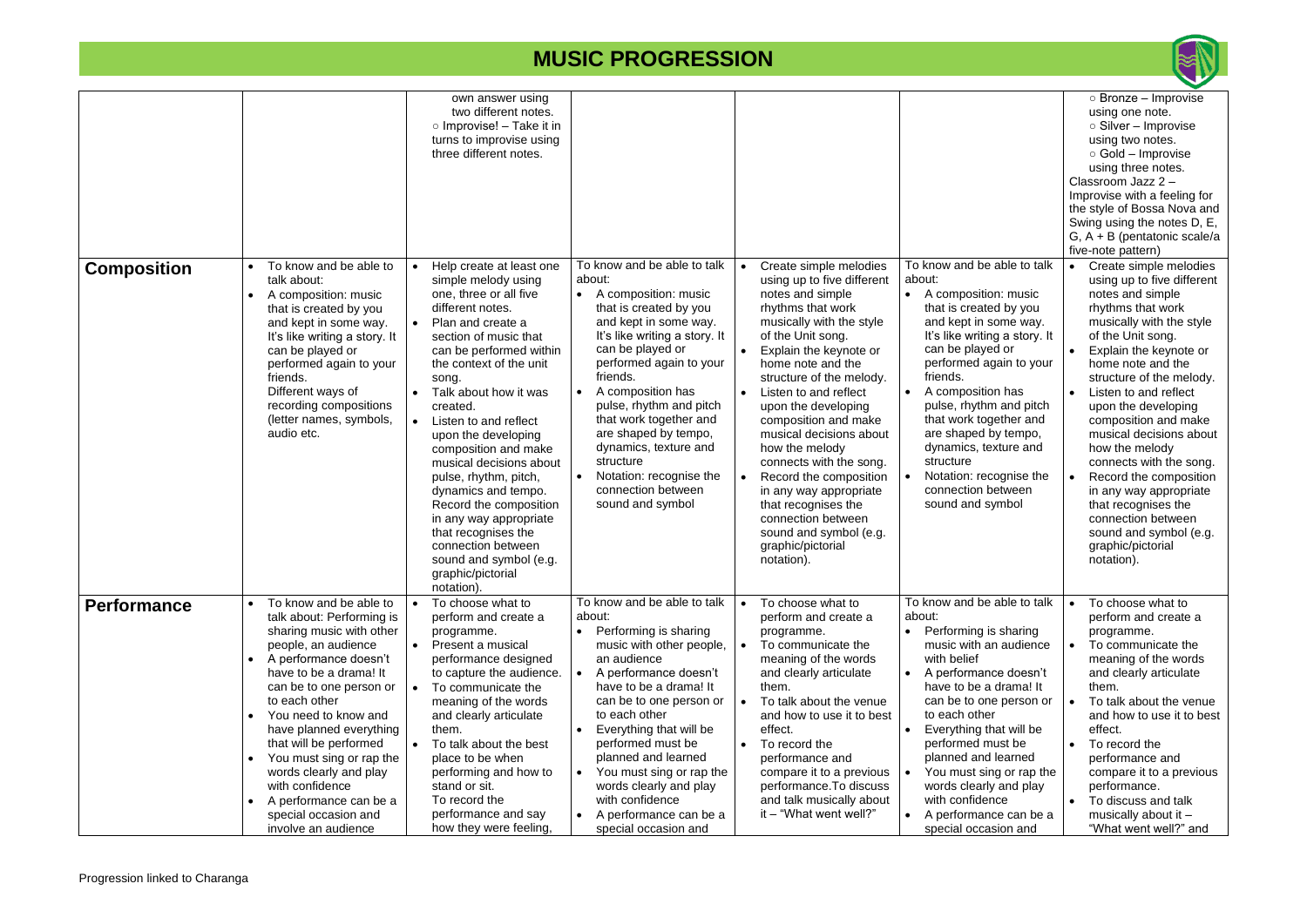# MUSIC PROGRESSION

| | | | | | | |
|---|---|---|---|---|---|---|
| | | own answer using two different notes.<br>○ Improvise! – Take it in turns to improvise using three different notes. | | | | ○ Bronze – Improvise using one note.<br>○ Silver – Improvise using two notes.<br>○ Gold – Improvise using three notes.<br>Classroom Jazz 2 – Improvise with a feeling for the style of Bossa Nova and Swing using the notes D, E, G, A + B (pentatonic scale/a five-note pattern) |
| **Composition** | • To know and be able to talk about:<br>• A composition: music that is created by you and kept in some way. It's like writing a story. It can be played or performed again to your friends.<br>Different ways of recording compositions (letter names, symbols, audio etc. | • Help create at least one simple melody using one, three or all five different notes.<br>• Plan and create a section of music that can be performed within the context of the unit song.<br>• Talk about how it was created.<br>• Listen to and reflect upon the developing composition and make musical decisions about pulse, rhythm, pitch, dynamics and tempo.<br>Record the composition in any way appropriate that recognises the connection between sound and symbol (e.g. graphic/pictorial notation). | To know and be able to talk about:<br>• A composition: music that is created by you and kept in some way. It's like writing a story. It can be played or performed again to your friends.<br>• A composition has pulse, rhythm and pitch that work together and are shaped by tempo, dynamics, texture and structure<br>• Notation: recognise the connection between sound and symbol | • Create simple melodies using up to five different notes and simple rhythms that work musically with the style of the Unit song.<br>• Explain the keynote or home note and the structure of the melody.<br>• Listen to and reflect upon the developing composition and make musical decisions about how the melody connects with the song.<br>• Record the composition in any way appropriate that recognises the connection between sound and symbol (e.g. graphic/pictorial notation). | To know and be able to talk about:<br>• A composition: music that is created by you and kept in some way. It's like writing a story. It can be played or performed again to your friends.<br>• A composition has pulse, rhythm and pitch that work together and are shaped by tempo, dynamics, texture and structure<br>• Notation: recognise the connection between sound and symbol | • Create simple melodies using up to five different notes and simple rhythms that work musically with the style of the Unit song.<br>• Explain the keynote or home note and the structure of the melody.<br>• Listen to and reflect upon the developing composition and make musical decisions about how the melody connects with the song.<br>• Record the composition in any way appropriate that recognises the connection between sound and symbol (e.g. graphic/pictorial notation). |
| **Performance** | • To know and be able to talk about: Performing is sharing music with other people, an audience<br>• A performance doesn't have to be a drama! It can be to one person or to each other<br>• You need to know and have planned everything that will be performed<br>• You must sing or rap the words clearly and play with confidence<br>• A performance can be a special occasion and involve an audience | • To choose what to perform and create a programme.<br>• Present a musical performance designed to capture the audience.<br>• To communicate the meaning of the words and clearly articulate them.<br>• To talk about the best place to be when performing and how to stand or sit.<br>To record the performance and say how they were feeling, | To know and be able to talk about:<br>• Performing is sharing music with other people, an audience<br>• A performance doesn't have to be a drama! It can be to one person or to each other<br>• Everything that will be performed must be planned and learned<br>• You must sing or rap the words clearly and play with confidence<br>• A performance can be a special occasion and | • To choose what to perform and create a programme.<br>• To communicate the meaning of the words and clearly articulate them.<br>• To talk about the venue and how to use it to best effect.<br>• To record the performance and compare it to a previous performance.To discuss and talk musically about it – "What went well?" | To know and be able to talk about:<br>• Performing is sharing music with an audience with belief<br>• A performance doesn't have to be a drama! It can be to one person or to each other<br>• Everything that will be performed must be planned and learned<br>• You must sing or rap the words clearly and play with confidence<br>• A performance can be a special occasion and | • To choose what to perform and create a programme.<br>• To communicate the meaning of the words and clearly articulate them.<br>• To talk about the venue and how to use it to best effect.<br>• To record the performance and compare it to a previous performance.<br>• To discuss and talk musically about it – "What went well?" and |

Progression linked to Charanga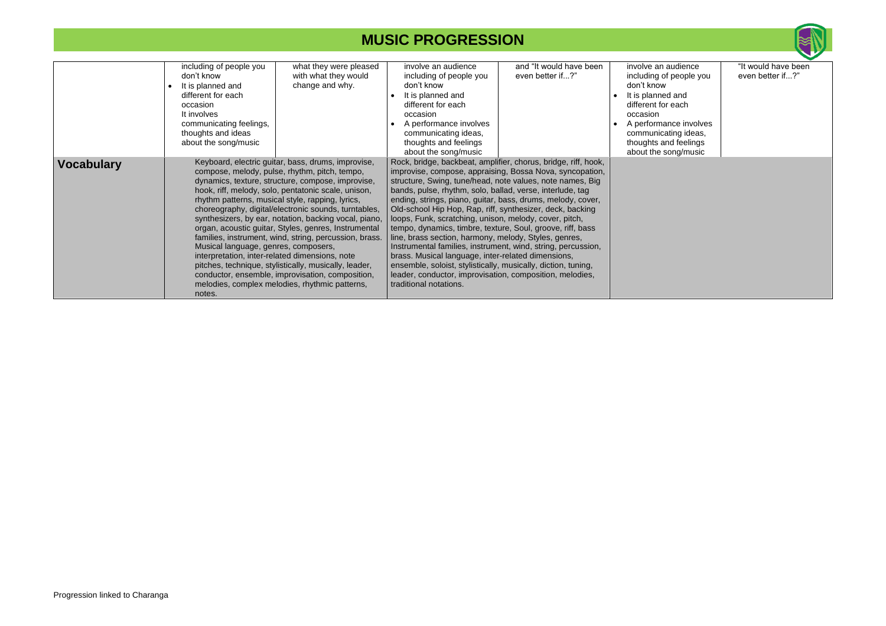# MUSIC PROGRESSION

| | | | | | | |
|---|---|---|---|---|---|---|
| | including of people you don't know<br>• It is planned and different for each occasion<br>It involves communicating feelings, thoughts and ideas about the song/music | what they were pleased with what they would change and why. | involve an audience including of people you don't know<br>• It is planned and different for each occasion<br>• A performance involves communicating ideas, thoughts and feelings about the song/music | and "It would have been even better if...?" | involve an audience including of people you don't know<br>• It is planned and different for each occasion<br>• A performance involves communicating ideas, thoughts and feelings about the song/music | "It would have been even better if...?" |
| **Vocabulary** | Keyboard, electric guitar, bass, drums, improvise, compose, melody, pulse, rhythm, pitch, tempo, dynamics, texture, structure, compose, improvise, hook, riff, melody, solo, pentatonic scale, unison, rhythm patterns, musical style, rapping, lyrics, choreography, digital/electronic sounds, turntables, synthesizers, by ear, notation, backing vocal, piano, organ, acoustic guitar, Styles, genres, Instrumental families, instrument, wind, string, percussion, brass. Musical language, genres, composers, interpretation, inter-related dimensions, note pitches, technique, stylistically, musically, leader, conductor, ensemble, improvisation, composition, melodies, complex melodies, rhythmic patterns, notes. | | Rock, bridge, backbeat, amplifier, chorus, bridge, riff, hook, improvise, compose, appraising, Bossa Nova, syncopation, structure, Swing, tune/head, note values, note names, Big bands, pulse, rhythm, solo, ballad, verse, interlude, tag ending, strings, piano, guitar, bass, drums, melody, cover, Old-school Hip Hop, Rap, riff, synthesizer, deck, backing loops, Funk, scratching, unison, melody, cover, pitch, tempo, dynamics, timbre, texture, Soul, groove, riff, bass line, brass section, harmony, melody, Styles, genres, Instrumental families, instrument, wind, string, percussion, brass. Musical language, inter-related dimensions, ensemble, soloist, stylistically, musically, diction, tuning, leader, conductor, improvisation, composition, melodies, traditional notations. | | | |

Progression linked to Charanga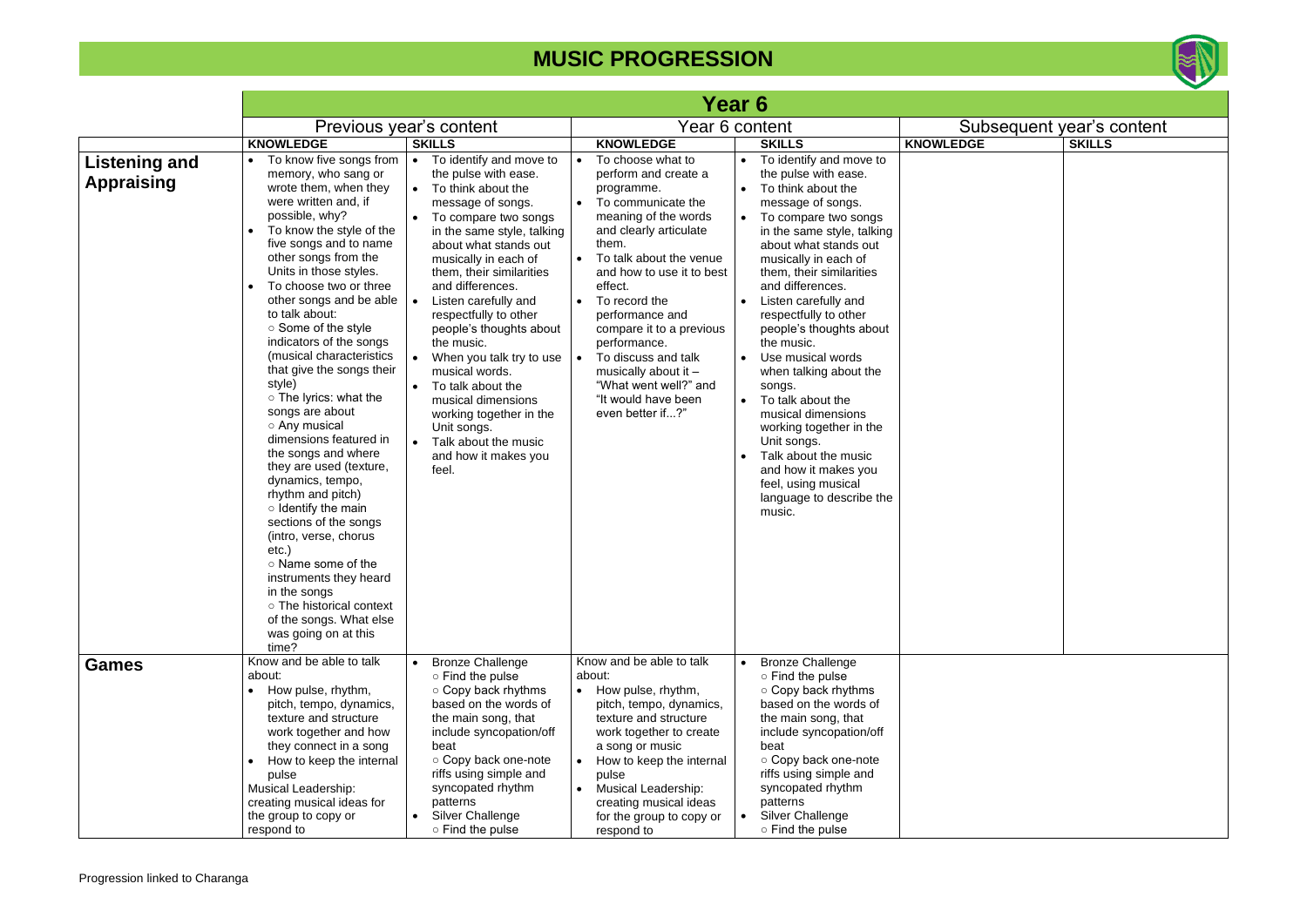# MUSIC PROGRESSION

| | Year 6 | | | | | |
|---|---|---|---|---|---|---|
| | Previous year's content | | Year 6 content | | Subsequent year's content | |
| | **KNOWLEDGE** | **SKILLS** | **KNOWLEDGE** | **SKILLS** | **KNOWLEDGE** | **SKILLS** |
| **Listening and Appraising** | • To know five songs from memory, who sang or wrote them, when they were written and, if possible, why?<br>• To know the style of the five songs and to name other songs from the Units in those styles.<br>• To choose two or three other songs and be able to talk about:<br>○ Some of the style indicators of the songs (musical characteristics that give the songs their style)<br>○ The lyrics: what the songs are about<br>○ Any musical dimensions featured in the songs and where they are used (texture, dynamics, tempo, rhythm and pitch)<br>○ Identify the main sections of the songs (intro, verse, chorus etc.)<br>○ Name some of the instruments they heard in the songs<br>○ The historical context of the songs. What else was going on at this time? | • To identify and move to the pulse with ease.<br>• To think about the message of songs.<br>• To compare two songs in the same style, talking about what stands out musically in each of them, their similarities and differences.<br>• Listen carefully and respectfully to other people's thoughts about the music.<br>• When you talk try to use musical words.<br>• To talk about the musical dimensions working together in the Unit songs.<br>• Talk about the music and how it makes you feel. | • To choose what to perform and create a programme.<br>• To communicate the meaning of the words and clearly articulate them.<br>• To talk about the venue and how to use it to best effect.<br>• To record the performance and compare it to a previous performance.<br>• To discuss and talk musically about it – "What went well?" and "It would have been even better if...?" | • To identify and move to the pulse with ease.<br>• To think about the message of songs.<br>• To compare two songs in the same style, talking about what stands out musically in each of them, their similarities and differences.<br>• Listen carefully and respectfully to other people's thoughts about the music.<br>• Use musical words when talking about the songs.<br>• To talk about the musical dimensions working together in the Unit songs.<br>• Talk about the music and how it makes you feel, using musical language to describe the music. | | |
| **Games** | Know and be able to talk about:<br>• How pulse, rhythm, pitch, tempo, dynamics, texture and structure work together and how they connect in a song<br>• How to keep the internal pulse<br>Musical Leadership: creating musical ideas for the group to copy or respond to | • Bronze Challenge<br>○ Find the pulse<br>○ Copy back rhythms based on the words of the main song, that include syncopation/off beat<br>○ Copy back one-note riffs using simple and syncopated rhythm patterns<br>• Silver Challenge<br>○ Find the pulse | Know and be able to talk about:<br>• How pulse, rhythm, pitch, tempo, dynamics, texture and structure work together to create a song or music<br>• How to keep the internal pulse<br>• Musical Leadership: creating musical ideas for the group to copy or respond to | • Bronze Challenge<br>○ Find the pulse<br>○ Copy back rhythms based on the words of the main song, that include syncopation/off beat<br>○ Copy back one-note riffs using simple and syncopated rhythm patterns<br>• Silver Challenge<br>○ Find the pulse | | |

Progression linked to Charanga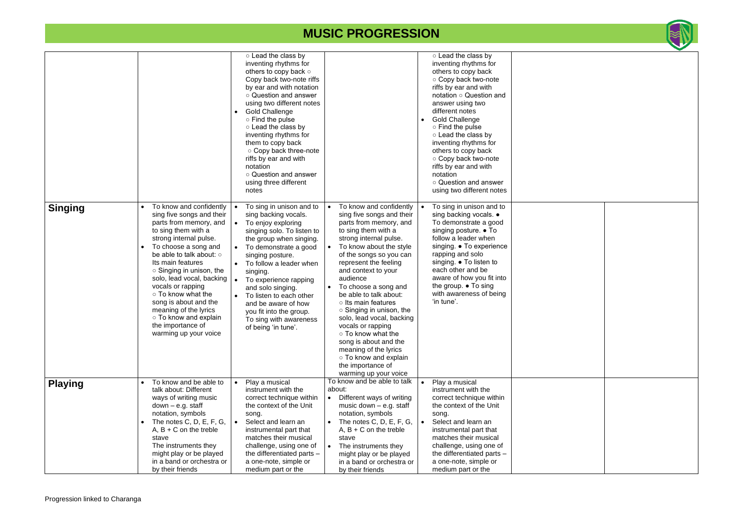# MUSIC PROGRESSION

| | | | | | | |
|---|---|---|---|---|---|---|
| | | ○ Lead the class by inventing rhythms for others to copy back ○ Copy back two-note riffs by ear and with notation ○ Question and answer using two different notes<br>• Gold Challenge<br>○ Find the pulse<br>○ Lead the class by inventing rhythms for them to copy back<br>○ Copy back three-note riffs by ear and with notation<br>○ Question and answer using three different notes | | ○ Lead the class by inventing rhythms for others to copy back<br>○ Copy back two-note riffs by ear and with notation ○ Question and answer using two different notes<br>• Gold Challenge<br>○ Find the pulse<br>○ Lead the class by inventing rhythms for others to copy back<br>○ Copy back two-note riffs by ear and with notation<br>○ Question and answer using two different notes | | |
| **Singing** | • To know and confidently sing five songs and their parts from memory, and to sing them with a strong internal pulse.<br>• To choose a song and be able to talk about: ○ Its main features<br>○ Singing in unison, the solo, lead vocal, backing vocals or rapping<br>○ To know what the song is about and the meaning of the lyrics<br>○ To know and explain the importance of warming up your voice | • To sing in unison and to sing backing vocals.<br>• To enjoy exploring singing solo. To listen to the group when singing.<br>• To demonstrate a good singing posture.<br>• To follow a leader when singing.<br>• To experience rapping and solo singing.<br>• To listen to each other and be aware of how you fit into the group. To sing with awareness of being 'in tune'. | • To know and confidently sing five songs and their parts from memory, and to sing them with a strong internal pulse.<br>• To know about the style of the songs so you can represent the feeling and context to your audience<br>• To choose a song and be able to talk about:<br>○ Its main features<br>○ Singing in unison, the solo, lead vocal, backing vocals or rapping<br>○ To know what the song is about and the meaning of the lyrics<br>○ To know and explain the importance of warming up your voice | • To sing in unison and to sing backing vocals. ● To demonstrate a good singing posture. ● To follow a leader when singing. ● To experience rapping and solo singing. ● To listen to each other and be aware of how you fit into the group. ● To sing with awareness of being 'in tune'. | | |
| **Playing** | • To know and be able to talk about: Different ways of writing music down – e.g. staff notation, symbols<br>• The notes C, D, E, F, G, A, B + C on the treble stave<br>The instruments they might play or be played in a band or orchestra or by their friends | • Play a musical instrument with the correct technique within the context of the Unit song.<br>• Select and learn an instrumental part that matches their musical challenge, using one of the differentiated parts – a one-note, simple or medium part or the | To know and be able to talk about:<br>• Different ways of writing music down – e.g. staff notation, symbols<br>• The notes C, D, E, F, G, A, B + C on the treble stave<br>• The instruments they might play or be played in a band or orchestra or by their friends | • Play a musical instrument with the correct technique within the context of the Unit song.<br>• Select and learn an instrumental part that matches their musical challenge, using one of the differentiated parts – a one-note, simple or medium part or the | | |

Progression linked to Charanga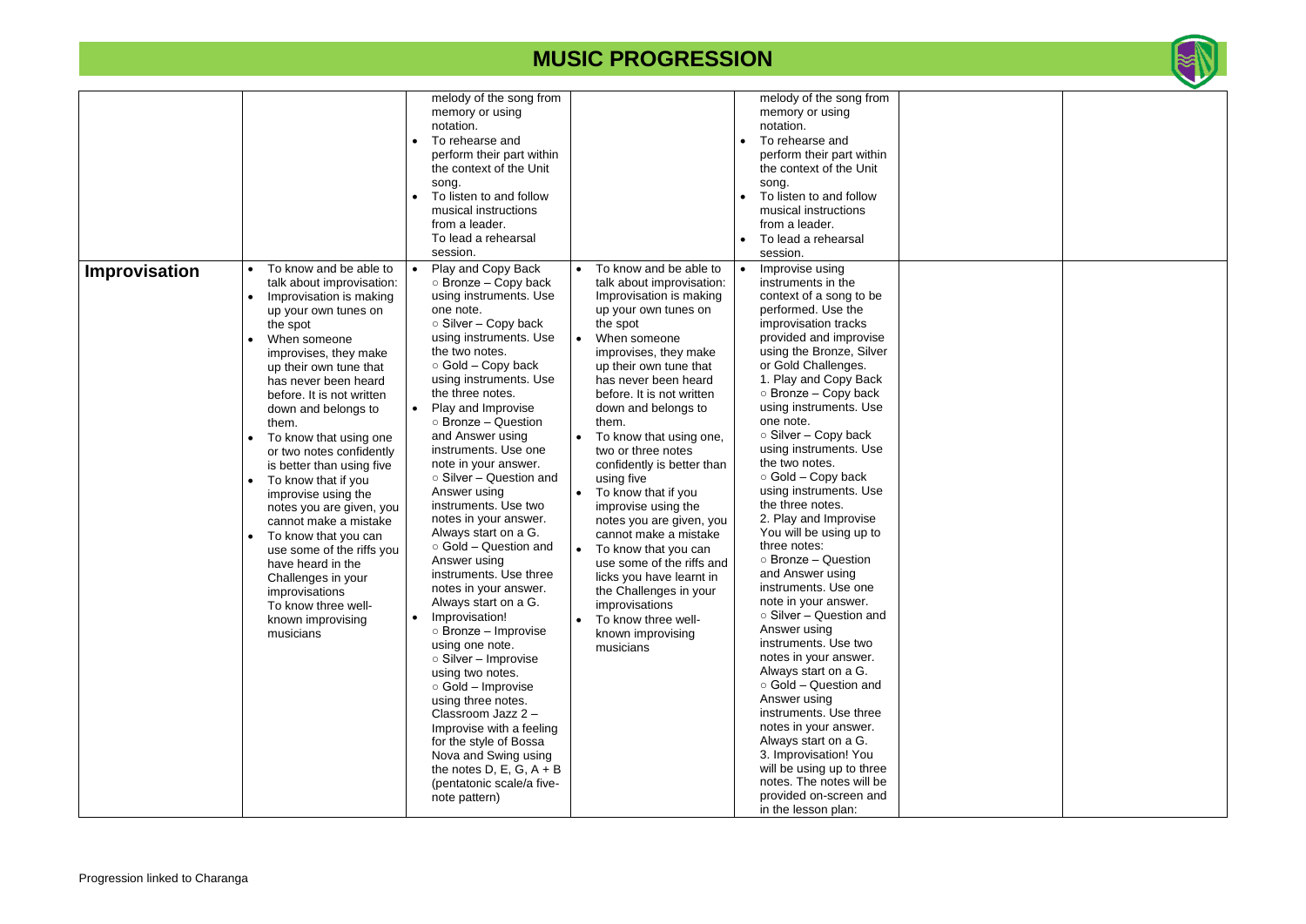# MUSIC PROGRESSION

| | | | | | | |
|---|---|---|---|---|---|---|
| | | melody of the song from memory or using notation.<br>• To rehearse and perform their part within the context of the Unit song.<br>• To listen to and follow musical instructions from a leader.<br>To lead a rehearsal session. | | melody of the song from memory or using notation.<br>• To rehearse and perform their part within the context of the Unit song.<br>• To listen to and follow musical instructions from a leader.<br>• To lead a rehearsal session. | | |
| **Improvisation** | • To know and be able to talk about improvisation:<br>• Improvisation is making up your own tunes on the spot<br>• When someone improvises, they make up their own tune that has never been heard before. It is not written down and belongs to them.<br>• To know that using one or two notes confidently is better than using five<br>• To know that if you improvise using the notes you are given, you cannot make a mistake<br>• To know that you can use some of the riffs you have heard in the Challenges in your improvisations<br>To know three well-known improvising musicians | • Play and Copy Back<br>○ Bronze – Copy back using instruments. Use one note.<br>○ Silver – Copy back using instruments. Use the two notes.<br>○ Gold – Copy back using instruments. Use the three notes.<br>• Play and Improvise<br>○ Bronze – Question and Answer using instruments. Use one note in your answer.<br>○ Silver – Question and Answer using instruments. Use two notes in your answer. Always start on a G.<br>○ Gold – Question and Answer using instruments. Use three notes in your answer. Always start on a G.<br>• Improvisation!<br>○ Bronze – Improvise using one note.<br>○ Silver – Improvise using two notes.<br>○ Gold – Improvise using three notes.<br>Classroom Jazz 2 – Improvise with a feeling for the style of Bossa Nova and Swing using the notes D, E, G, A + B (pentatonic scale/a five-note pattern) | • To know and be able to talk about improvisation: Improvisation is making up your own tunes on the spot<br>• When someone improvises, they make up their own tune that has never been heard before. It is not written down and belongs to them.<br>• To know that using one, two or three notes confidently is better than using five<br>• To know that if you improvise using the notes you are given, you cannot make a mistake<br>• To know that you can use some of the riffs and licks you have learnt in the Challenges in your improvisations<br>• To know three well-known improvising musicians | • Improvise using instruments in the context of a song to be performed. Use the improvisation tracks provided and improvise using the Bronze, Silver or Gold Challenges.<br>1. Play and Copy Back<br>○ Bronze – Copy back using instruments. Use one note.<br>○ Silver – Copy back using instruments. Use the two notes.<br>○ Gold – Copy back using instruments. Use the three notes.<br>2. Play and Improvise You will be using up to three notes:<br>○ Bronze – Question and Answer using instruments. Use one note in your answer.<br>○ Silver – Question and Answer using instruments. Use two notes in your answer. Always start on a G.<br>○ Gold – Question and Answer using instruments. Use three notes in your answer. Always start on a G.<br>3. Improvisation! You will be using up to three notes. The notes will be provided on-screen and in the lesson plan: | | |

Progression linked to Charanga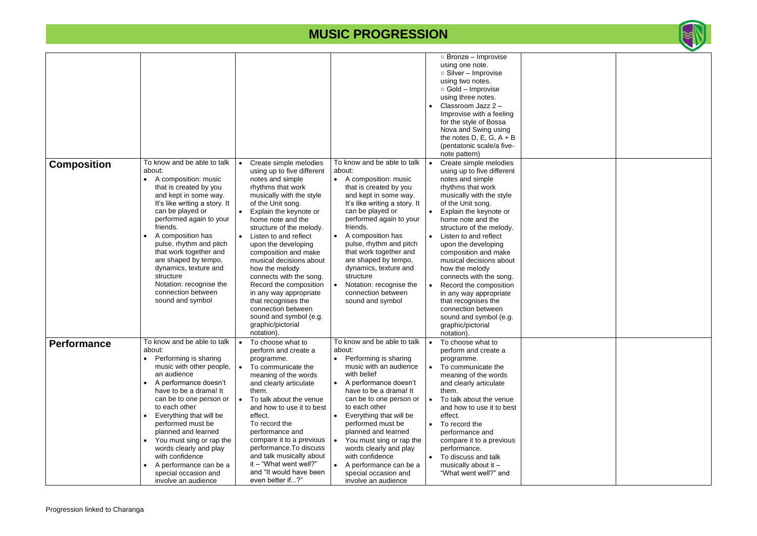# MUSIC PROGRESSION

| | | | | | | |
|---|---|---|---|---|---|---|
| | | | | ○ Bronze – Improvise using one note.<br>○ Silver – Improvise using two notes.<br>○ Gold – Improvise using three notes.<br>• Classroom Jazz 2 – Improvise with a feeling for the style of Bossa Nova and Swing using the notes D, E, G, A + B (pentatonic scale/a five-note pattern) | | |
| **Composition** | To know and be able to talk about:<br>• A composition: music that is created by you and kept in some way. It's like writing a story. It can be played or performed again to your friends.<br>• A composition has pulse, rhythm and pitch that work together and are shaped by tempo, dynamics, texture and structure<br>Notation: recognise the connection between sound and symbol | • Create simple melodies using up to five different notes and simple rhythms that work musically with the style of the Unit song.<br>• Explain the keynote or home note and the structure of the melody.<br>• Listen to and reflect upon the developing composition and make musical decisions about how the melody connects with the song.<br>Record the composition in any way appropriate that recognises the connection between sound and symbol (e.g. graphic/pictorial notation). | To know and be able to talk about:<br>• A composition: music that is created by you and kept in some way. It's like writing a story. It can be played or performed again to your friends.<br>• A composition has pulse, rhythm and pitch that work together and are shaped by tempo, dynamics, texture and structure<br>• Notation: recognise the connection between sound and symbol | • Create simple melodies using up to five different notes and simple rhythms that work musically with the style of the Unit song.<br>• Explain the keynote or home note and the structure of the melody.<br>• Listen to and reflect upon the developing composition and make musical decisions about how the melody connects with the song.<br>• Record the composition in any way appropriate that recognises the connection between sound and symbol (e.g. graphic/pictorial notation). | | |
| **Performance** | To know and be able to talk about:<br>• Performing is sharing music with other people, an audience<br>• A performance doesn't have to be a drama! It can be to one person or to each other<br>• Everything that will be performed must be planned and learned<br>• You must sing or rap the words clearly and play with confidence<br>• A performance can be a special occasion and involve an audience | • To choose what to perform and create a programme.<br>• To communicate the meaning of the words and clearly articulate them.<br>• To talk about the venue and how to use it to best effect.<br>To record the performance and compare it to a previous performance.To discuss and talk musically about it – "What went well?" and "It would have been even better if...?" | To know and be able to talk about:<br>• Performing is sharing music with an audience with belief<br>• A performance doesn't have to be a drama! It can be to one person or to each other<br>• Everything that will be performed must be planned and learned<br>• You must sing or rap the words clearly and play with confidence<br>• A performance can be a special occasion and involve an audience | • To choose what to perform and create a programme.<br>• To communicate the meaning of the words and clearly articulate them.<br>• To talk about the venue and how to use it to best effect.<br>• To record the performance and compare it to a previous performance.<br>• To discuss and talk musically about it – "What went well?" and | | |

Progression linked to Charanga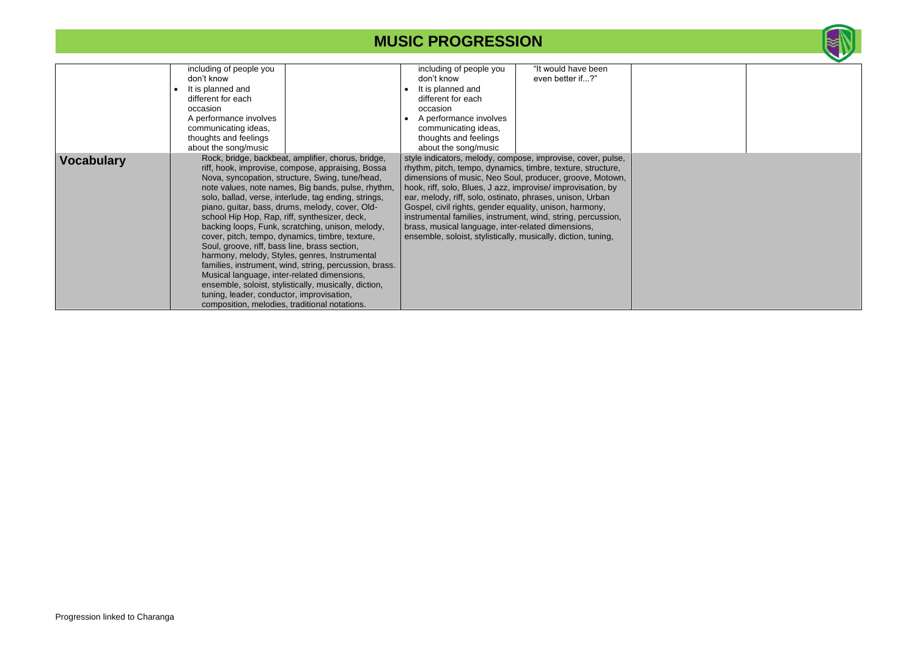# MUSIC PROGRESSION

| | | | | | | |
|---|---|---|---|---|---|---|
| | including of people you don't know<br>• It is planned and different for each occasion<br>A performance involves communicating ideas, thoughts and feelings about the song/music | | including of people you don't know<br>• It is planned and different for each occasion<br>• A performance involves communicating ideas, thoughts and feelings about the song/music | "It would have been even better if...?" | | |
| **Vocabulary** | Rock, bridge, backbeat, amplifier, chorus, bridge, riff, hook, improvise, compose, appraising, Bossa Nova, syncopation, structure, Swing, tune/head, note values, note names, Big bands, pulse, rhythm, solo, ballad, verse, interlude, tag ending, strings, piano, guitar, bass, drums, melody, cover, Old-school Hip Hop, Rap, riff, synthesizer, deck, backing loops, Funk, scratching, unison, melody, cover, pitch, tempo, dynamics, timbre, texture, Soul, groove, riff, bass line, brass section, harmony, melody, Styles, genres, Instrumental families, instrument, wind, string, percussion, brass. Musical language, inter-related dimensions, ensemble, soloist, stylistically, musically, diction, tuning, leader, conductor, improvisation, composition, melodies, traditional notations. | | style indicators, melody, compose, improvise, cover, pulse, rhythm, pitch, tempo, dynamics, timbre, texture, structure, dimensions of music, Neo Soul, producer, groove, Motown, hook, riff, solo, Blues, J azz, improvise/ improvisation, by ear, melody, riff, solo, ostinato, phrases, unison, Urban Gospel, civil rights, gender equality, unison, harmony, instrumental families, instrument, wind, string, percussion, brass, musical language, inter-related dimensions, ensemble, soloist, stylistically, musically, diction, tuning, | | | |

Progression linked to Charanga